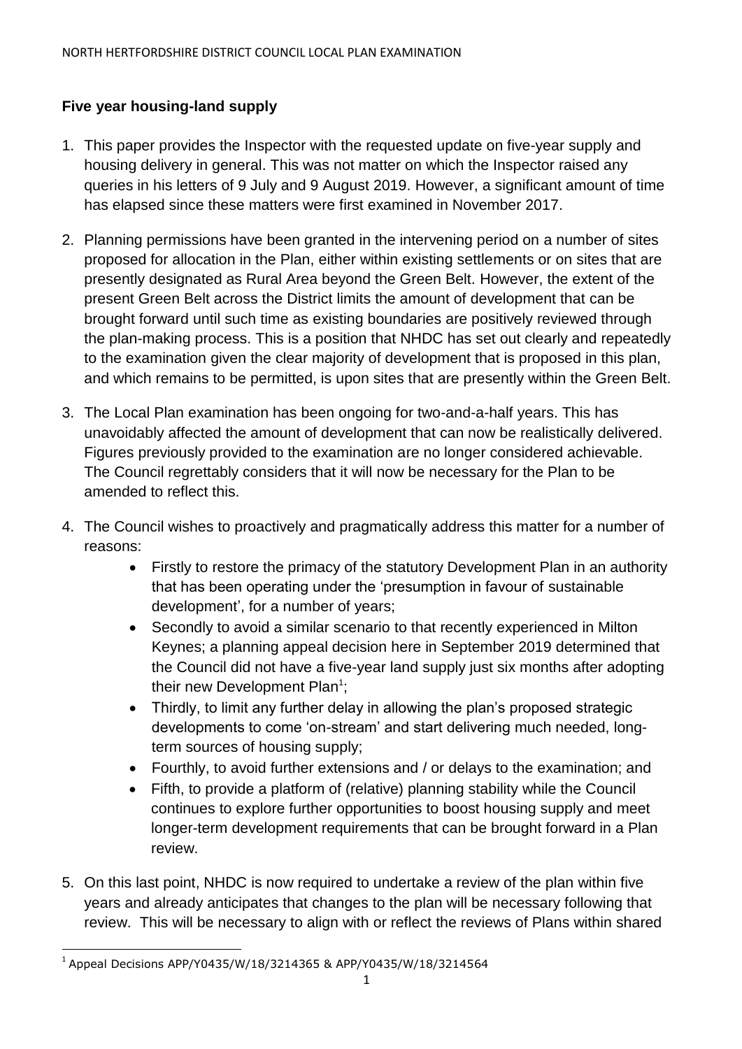## Five year housing-land supply

1. This paper provides the Inspector with the requested update on five-year supply and housing delivery in general. This was not matter on which the Inspector raised any queries in his letters of 9 July and 9 August 2019. However, a significant amount of time has elapsed since these matters were first examined in November 2017.

2. Planning permissions have been granted in the intervening period on a number of sites proposed for allocation in the Plan, either within existing settlements or on sites that are presently designated as Rural Area beyond the Green Belt. However, the extent of the present Green Belt across the District limits the amount of development that can be brought forward until such time as existing boundaries are positively reviewed through the plan-making process. This is a position that NHDC has set out clearly and repeatedly to the examination given the clear majority of development that is proposed in this plan, and which remains to be permitted, is upon sites that are presently within the Green Belt.

3. The Local Plan examination has been ongoing for two-and-a-half years. This has unavoidably affected the amount of development that can now be realistically delivered. Figures previously provided to the examination are no longer considered achievable. The Council regrettably considers that it will now be necessary for the Plan to be amended to reflect this.

4. The Council wishes to proactively and pragmatically address this matter for a number of reasons:
   - Firstly to restore the primacy of the statutory Development Plan in an authority that has been operating under the 'presumption in favour of sustainable development', for a number of years;
   - Secondly to avoid a similar scenario to that recently experienced in Milton Keynes; a planning appeal decision here in September 2019 determined that the Council did not have a five-year land supply just six months after adopting their new Development Plan[1];
   - Thirdly, to limit any further delay in allowing the plan's proposed strategic developments to come 'on-stream' and start delivering much needed, long-term sources of housing supply;
   - Fourthly, to avoid further extensions and / or delays to the examination; and
   - Fifth, to provide a platform of (relative) planning stability while the Council continues to explore further opportunities to boost housing supply and meet longer-term development requirements that can be brought forward in a Plan review.

5. On this last point, NHDC is now required to undertake a review of the plan within five years and already anticipates that changes to the plan will be necessary following that review. This will be necessary to align with or reflect the reviews of Plans within shared

[1] Appeal Decisions APP/Y0435/W/18/3214365 & APP/Y0435/W/18/3214564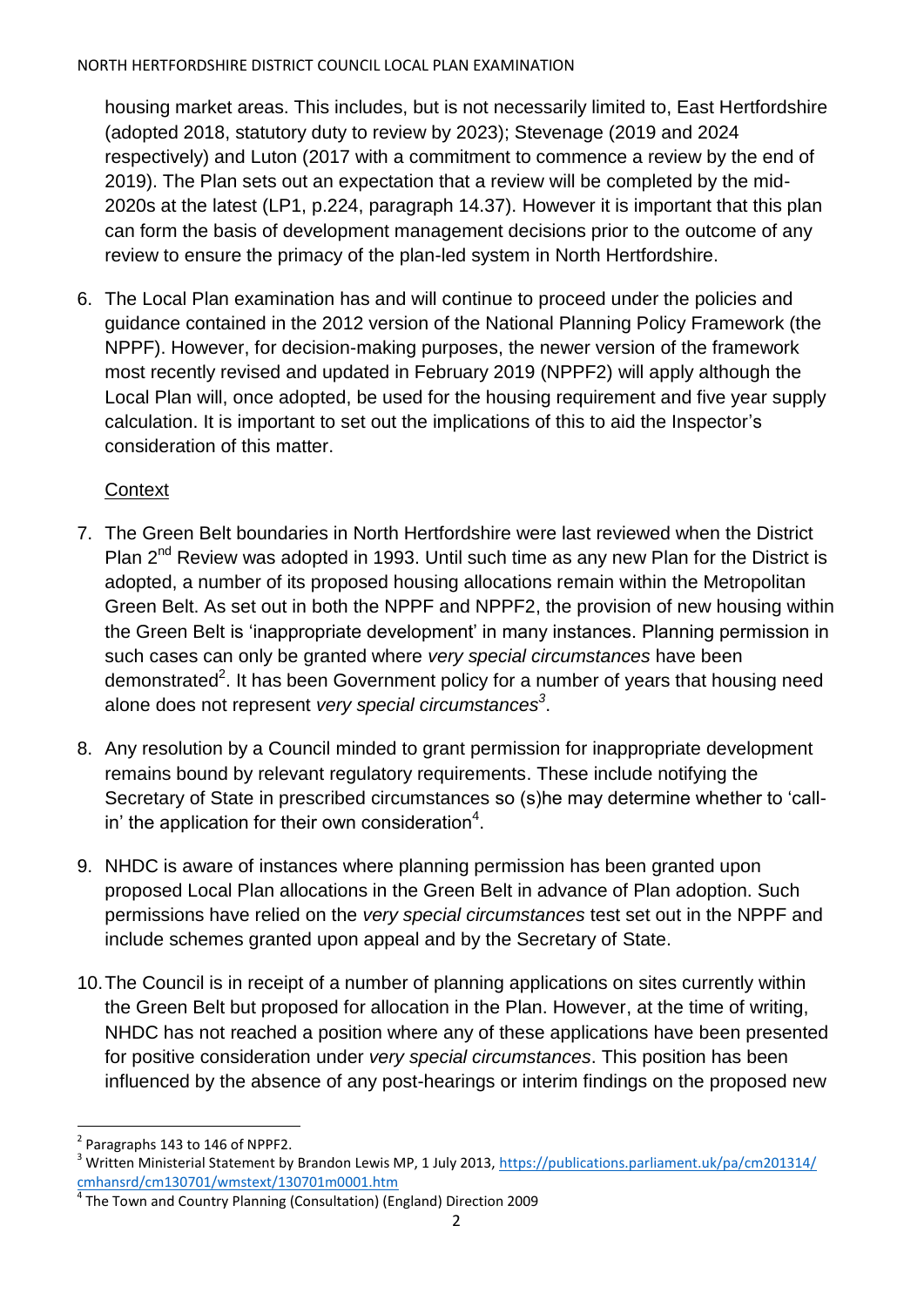housing market areas. This includes, but is not necessarily limited to, East Hertfordshire (adopted 2018, statutory duty to review by 2023); Stevenage (2019 and 2024 respectively) and Luton (2017 with a commitment to commence a review by the end of 2019). The Plan sets out an expectation that a review will be completed by the mid-2020s at the latest (LP1, p.224, paragraph 14.37). However it is important that this plan can form the basis of development management decisions prior to the outcome of any review to ensure the primacy of the plan-led system in North Hertfordshire.

6. The Local Plan examination has and will continue to proceed under the policies and guidance contained in the 2012 version of the National Planning Policy Framework (the NPPF). However, for decision-making purposes, the newer version of the framework most recently revised and updated in February 2019 (NPPF2) will apply although the Local Plan will, once adopted, be used for the housing requirement and five year supply calculation. It is important to set out the implications of this to aid the Inspector's consideration of this matter.

<u>Context</u>

7. The Green Belt boundaries in North Hertfordshire were last reviewed when the District Plan 2nd Review was adopted in 1993. Until such time as any new Plan for the District is adopted, a number of its proposed housing allocations remain within the Metropolitan Green Belt. As set out in both the NPPF and NPPF2, the provision of new housing within the Green Belt is 'inappropriate development' in many instances. Planning permission in such cases can only be granted where *very special circumstances* have been demonstrated[2]. It has been Government policy for a number of years that housing need alone does not represent *very special circumstances*[3].

8. Any resolution by a Council minded to grant permission for inappropriate development remains bound by relevant regulatory requirements. These include notifying the Secretary of State in prescribed circumstances so (s)he may determine whether to 'call-in' the application for their own consideration[4].

9. NHDC is aware of instances where planning permission has been granted upon proposed Local Plan allocations in the Green Belt in advance of Plan adoption. Such permissions have relied on the *very special circumstances* test set out in the NPPF and include schemes granted upon appeal and by the Secretary of State.

10. The Council is in receipt of a number of planning applications on sites currently within the Green Belt but proposed for allocation in the Plan. However, at the time of writing, NHDC has not reached a position where any of these applications have been presented for positive consideration under *very special circumstances*. This position has been influenced by the absence of any post-hearings or interim findings on the proposed new

---

[2] Paragraphs 143 to 146 of NPPF2.

[3] Written Ministerial Statement by Brandon Lewis MP, 1 July 2013, https://publications.parliament.uk/pa/cm201314/cmhansrd/cm130701/wmstext/130701m0001.htm

[4] The Town and Country Planning (Consultation) (England) Direction 2009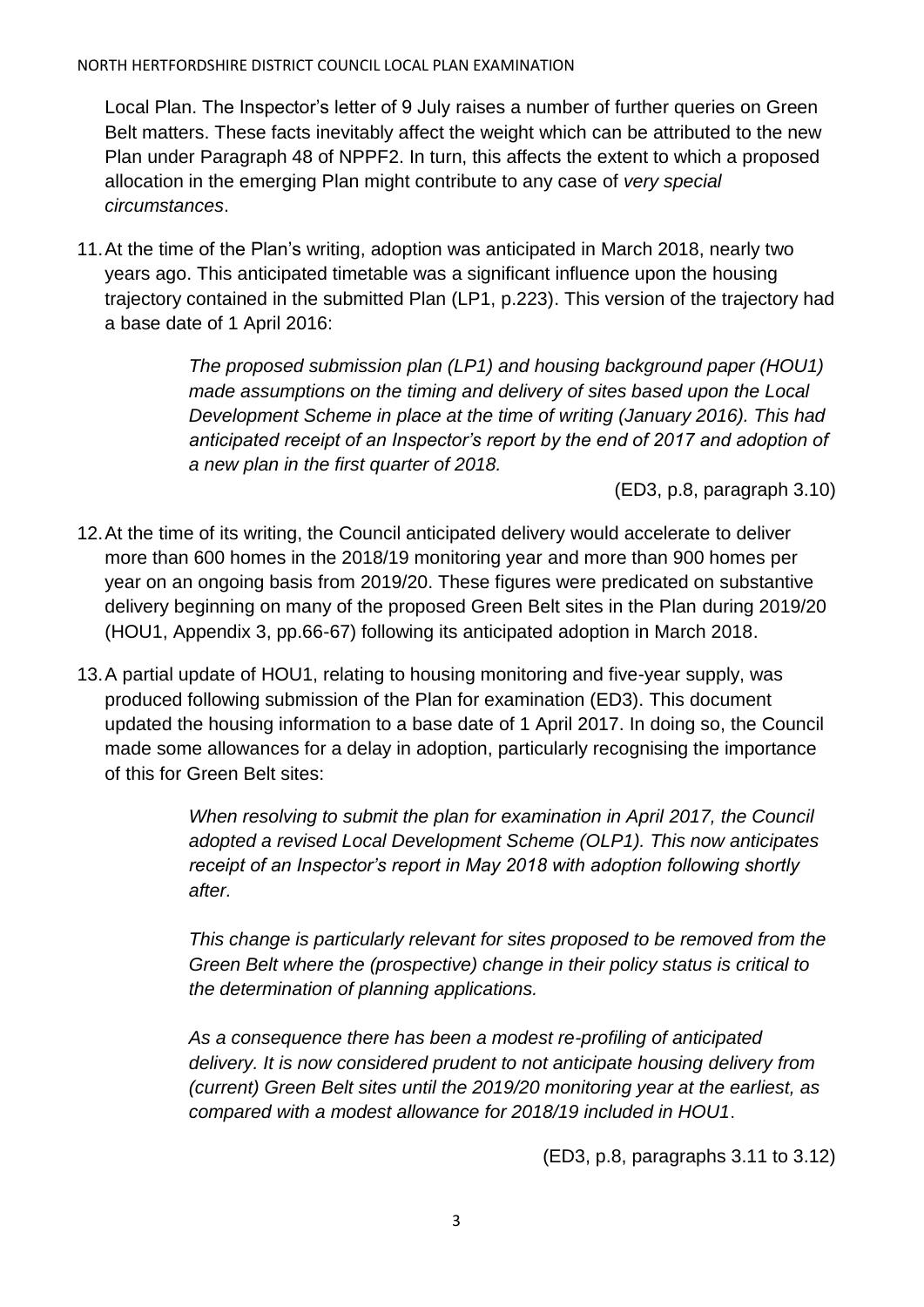Local Plan. The Inspector's letter of 9 July raises a number of further queries on Green Belt matters. These facts inevitably affect the weight which can be attributed to the new Plan under Paragraph 48 of NPPF2. In turn, this affects the extent to which a proposed allocation in the emerging Plan might contribute to any case of *very special circumstances*.

11. At the time of the Plan's writing, adoption was anticipated in March 2018, nearly two years ago. This anticipated timetable was a significant influence upon the housing trajectory contained in the submitted Plan (LP1, p.223). This version of the trajectory had a base date of 1 April 2016:

> *The proposed submission plan (LP1) and housing background paper (HOU1) made assumptions on the timing and delivery of sites based upon the Local Development Scheme in place at the time of writing (January 2016). This had anticipated receipt of an Inspector's report by the end of 2017 and adoption of a new plan in the first quarter of 2018.*
>
> (ED3, p.8, paragraph 3.10)

12. At the time of its writing, the Council anticipated delivery would accelerate to deliver more than 600 homes in the 2018/19 monitoring year and more than 900 homes per year on an ongoing basis from 2019/20. These figures were predicated on substantive delivery beginning on many of the proposed Green Belt sites in the Plan during 2019/20 (HOU1, Appendix 3, pp.66-67) following its anticipated adoption in March 2018.

13. A partial update of HOU1, relating to housing monitoring and five-year supply, was produced following submission of the Plan for examination (ED3). This document updated the housing information to a base date of 1 April 2017. In doing so, the Council made some allowances for a delay in adoption, particularly recognising the importance of this for Green Belt sites:

> *When resolving to submit the plan for examination in April 2017, the Council adopted a revised Local Development Scheme (OLP1). This now anticipates receipt of an Inspector's report in May 2018 with adoption following shortly after.*
>
> *This change is particularly relevant for sites proposed to be removed from the Green Belt where the (prospective) change in their policy status is critical to the determination of planning applications.*
>
> *As a consequence there has been a modest re-profiling of anticipated delivery. It is now considered prudent to not anticipate housing delivery from (current) Green Belt sites until the 2019/20 monitoring year at the earliest, as compared with a modest allowance for 2018/19 included in HOU1*.
>
> (ED3, p.8, paragraphs 3.11 to 3.12)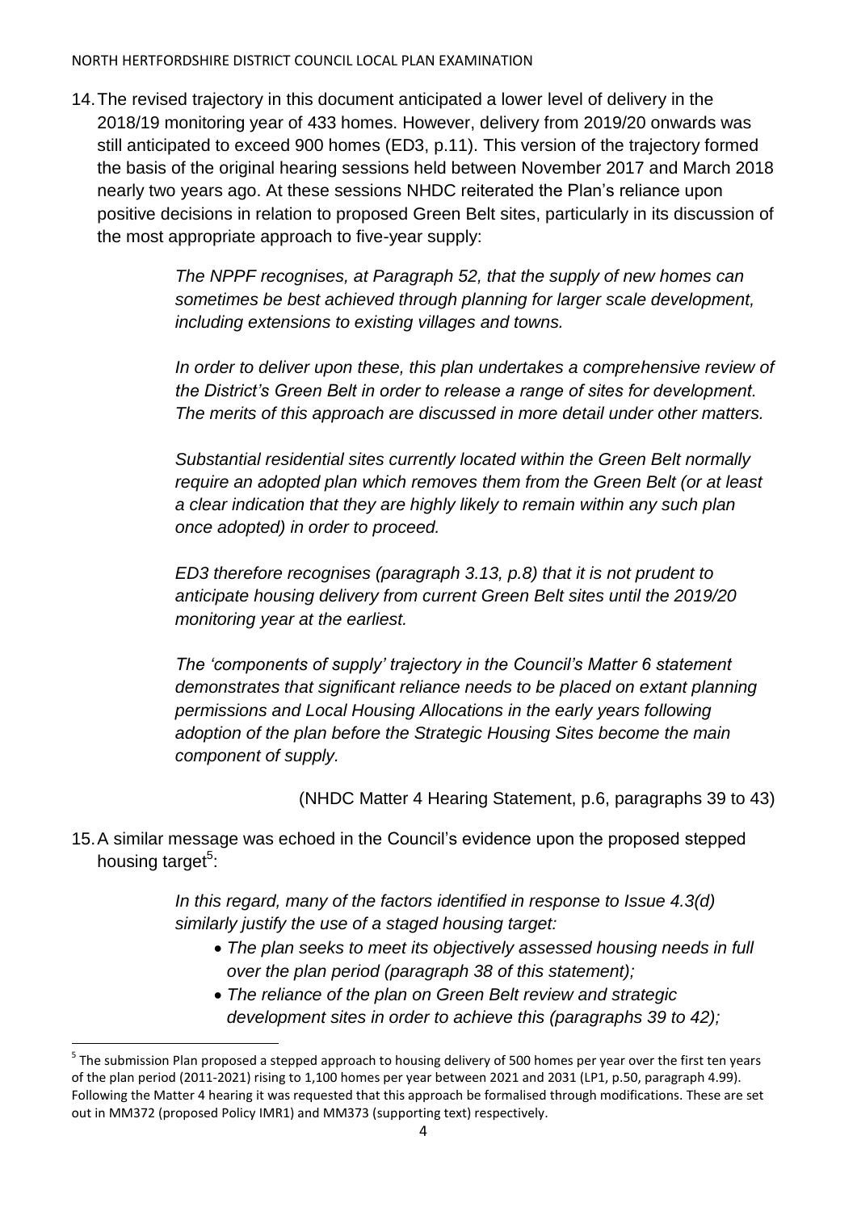14. The revised trajectory in this document anticipated a lower level of delivery in the 2018/19 monitoring year of 433 homes. However, delivery from 2019/20 onwards was still anticipated to exceed 900 homes (ED3, p.11). This version of the trajectory formed the basis of the original hearing sessions held between November 2017 and March 2018 nearly two years ago. At these sessions NHDC reiterated the Plan's reliance upon positive decisions in relation to proposed Green Belt sites, particularly in its discussion of the most appropriate approach to five-year supply:

> *The NPPF recognises, at Paragraph 52, that the supply of new homes can sometimes be best achieved through planning for larger scale development, including extensions to existing villages and towns.*
>
> *In order to deliver upon these, this plan undertakes a comprehensive review of the District's Green Belt in order to release a range of sites for development. The merits of this approach are discussed in more detail under other matters.*
>
> *Substantial residential sites currently located within the Green Belt normally require an adopted plan which removes them from the Green Belt (or at least a clear indication that they are highly likely to remain within any such plan once adopted) in order to proceed.*
>
> *ED3 therefore recognises (paragraph 3.13, p.8) that it is not prudent to anticipate housing delivery from current Green Belt sites until the 2019/20 monitoring year at the earliest.*
>
> *The 'components of supply' trajectory in the Council's Matter 6 statement demonstrates that significant reliance needs to be placed on extant planning permissions and Local Housing Allocations in the early years following adoption of the plan before the Strategic Housing Sites become the main component of supply.*
>
> (NHDC Matter 4 Hearing Statement, p.6, paragraphs 39 to 43)

15. A similar message was echoed in the Council's evidence upon the proposed stepped housing target[5]:

> *In this regard, many of the factors identified in response to Issue 4.3(d) similarly justify the use of a staged housing target:*
>
> - *The plan seeks to meet its objectively assessed housing needs in full over the plan period (paragraph 38 of this statement);*
> - *The reliance of the plan on Green Belt review and strategic development sites in order to achieve this (paragraphs 39 to 42);*

[5] The submission Plan proposed a stepped approach to housing delivery of 500 homes per year over the first ten years of the plan period (2011-2021) rising to 1,100 homes per year between 2021 and 2031 (LP1, p.50, paragraph 4.99). Following the Matter 4 hearing it was requested that this approach be formalised through modifications. These are set out in MM372 (proposed Policy IMR1) and MM373 (supporting text) respectively.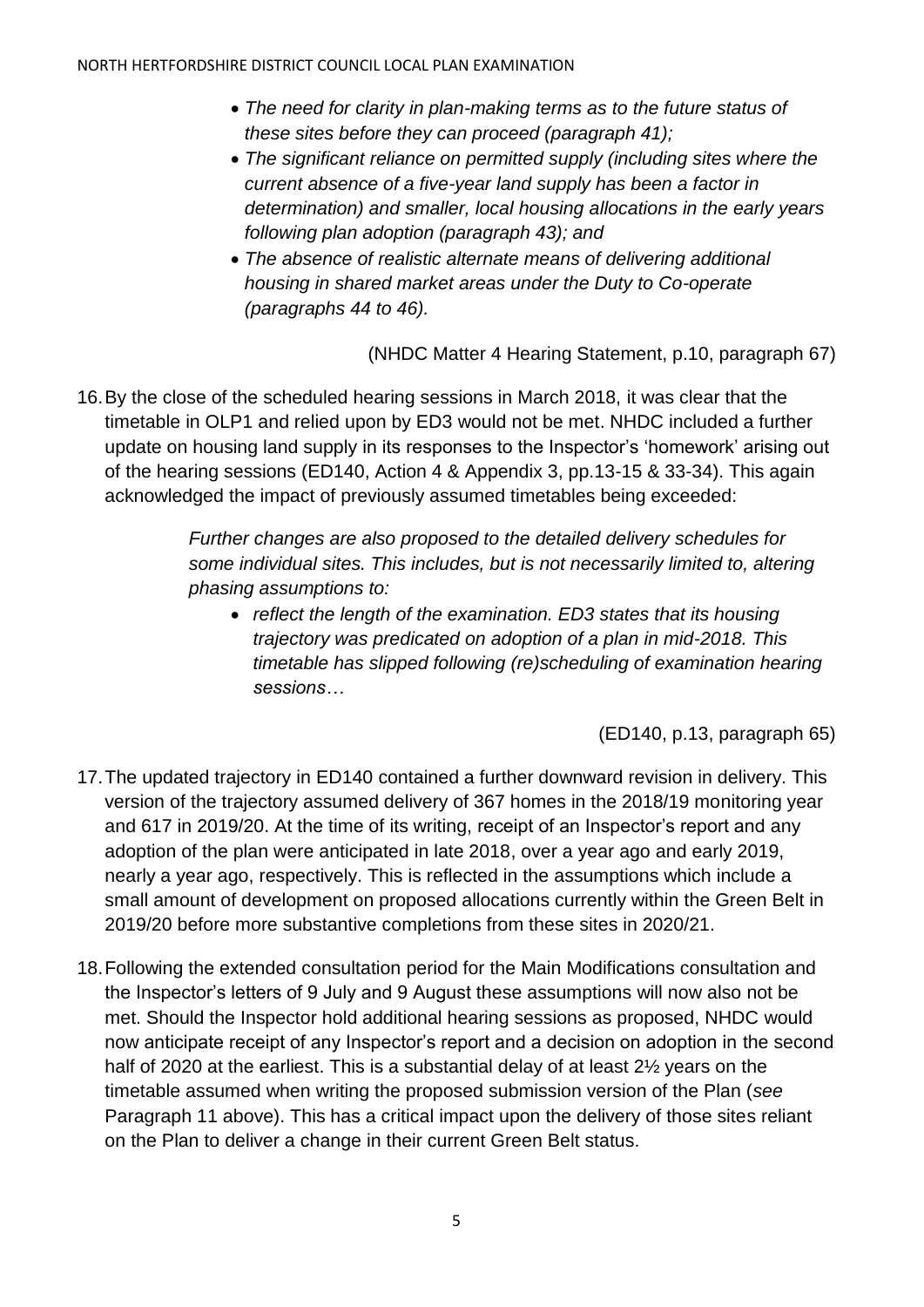- *The need for clarity in plan-making terms as to the future status of these sites before they can proceed (paragraph 41);*
- *The significant reliance on permitted supply (including sites where the current absence of a five-year land supply has been a factor in determination) and smaller, local housing allocations in the early years following plan adoption (paragraph 43); and*
- *The absence of realistic alternate means of delivering additional housing in shared market areas under the Duty to Co-operate (paragraphs 44 to 46).*

(NHDC Matter 4 Hearing Statement, p.10, paragraph 67)

16. By the close of the scheduled hearing sessions in March 2018, it was clear that the timetable in OLP1 and relied upon by ED3 would not be met. NHDC included a further update on housing land supply in its responses to the Inspector's 'homework' arising out of the hearing sessions (ED140, Action 4 & Appendix 3, pp.13-15 & 33-34). This again acknowledged the impact of previously assumed timetables being exceeded:

> *Further changes are also proposed to the detailed delivery schedules for some individual sites. This includes, but is not necessarily limited to, altering phasing assumptions to:*
>
> - *reflect the length of the examination. ED3 states that its housing trajectory was predicated on adoption of a plan in mid-2018. This timetable has slipped following (re)scheduling of examination hearing sessions…*

(ED140, p.13, paragraph 65)

17. The updated trajectory in ED140 contained a further downward revision in delivery. This version of the trajectory assumed delivery of 367 homes in the 2018/19 monitoring year and 617 in 2019/20. At the time of its writing, receipt of an Inspector's report and any adoption of the plan were anticipated in late 2018, over a year ago and early 2019, nearly a year ago, respectively. This is reflected in the assumptions which include a small amount of development on proposed allocations currently within the Green Belt in 2019/20 before more substantive completions from these sites in 2020/21.

18. Following the extended consultation period for the Main Modifications consultation and the Inspector's letters of 9 July and 9 August these assumptions will now also not be met. Should the Inspector hold additional hearing sessions as proposed, NHDC would now anticipate receipt of any Inspector's report and a decision on adoption in the second half of 2020 at the earliest. This is a substantial delay of at least 2½ years on the timetable assumed when writing the proposed submission version of the Plan (*see* Paragraph 11 above). This has a critical impact upon the delivery of those sites reliant on the Plan to deliver a change in their current Green Belt status.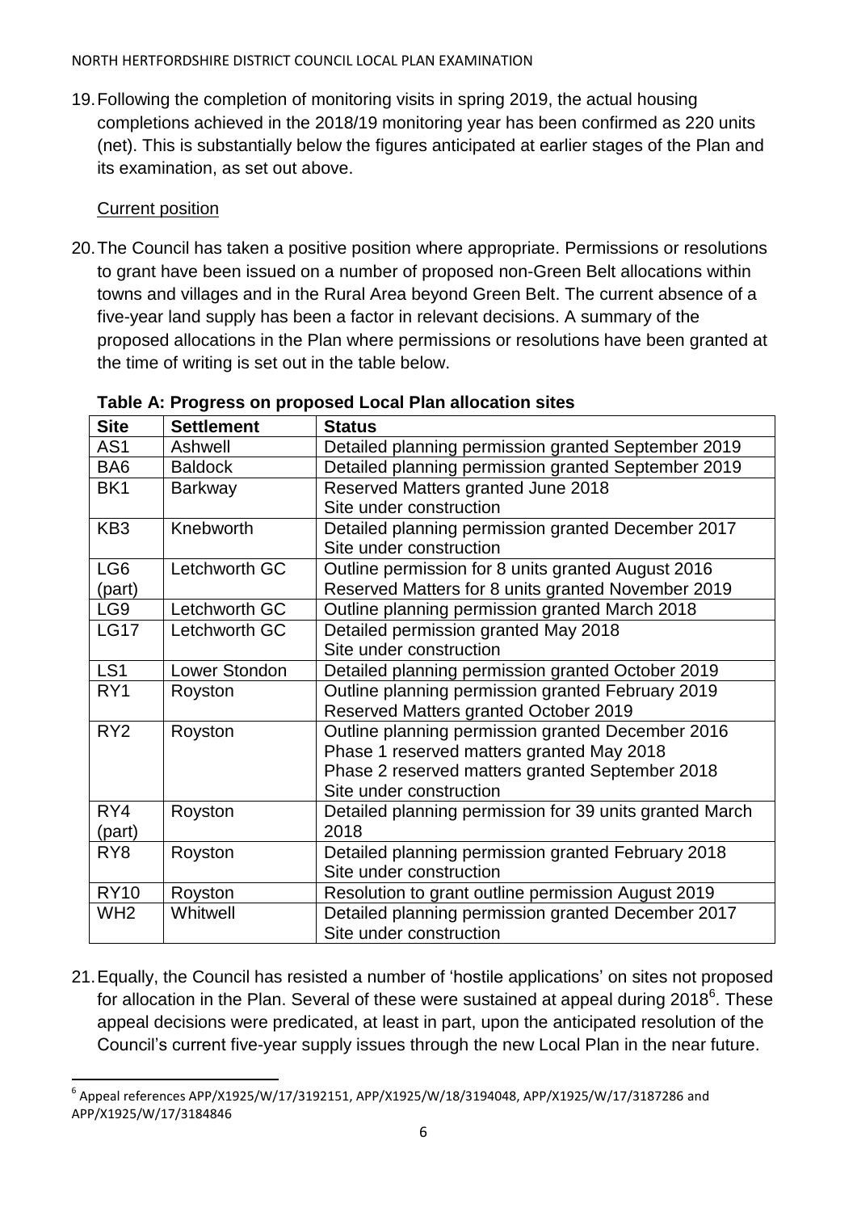19. Following the completion of monitoring visits in spring 2019, the actual housing completions achieved in the 2018/19 monitoring year has been confirmed as 220 units (net). This is substantially below the figures anticipated at earlier stages of the Plan and its examination, as set out above.

Current position

20. The Council has taken a positive position where appropriate. Permissions or resolutions to grant have been issued on a number of proposed non-Green Belt allocations within towns and villages and in the Rural Area beyond Green Belt. The current absence of a five-year land supply has been a factor in relevant decisions. A summary of the proposed allocations in the Plan where permissions or resolutions have been granted at the time of writing is set out in the table below.

**Table A: Progress on proposed Local Plan allocation sites**

| Site | Settlement | Status |
|---|---|---|
| AS1 | Ashwell | Detailed planning permission granted September 2019 |
| BA6 | Baldock | Detailed planning permission granted September 2019 |
| BK1 | Barkway | Reserved Matters granted June 2018<br>Site under construction |
| KB3 | Knebworth | Detailed planning permission granted December 2017<br>Site under construction |
| LG6 (part) | Letchworth GC | Outline permission for 8 units granted August 2016<br>Reserved Matters for 8 units granted November 2019 |
| LG9 | Letchworth GC | Outline planning permission granted March 2018 |
| LG17 | Letchworth GC | Detailed permission granted May 2018<br>Site under construction |
| LS1 | Lower Stondon | Detailed planning permission granted October 2019 |
| RY1 | Royston | Outline planning permission granted February 2019<br>Reserved Matters granted October 2019 |
| RY2 | Royston | Outline planning permission granted December 2016<br>Phase 1 reserved matters granted May 2018<br>Phase 2 reserved matters granted September 2018<br>Site under construction |
| RY4 (part) | Royston | Detailed planning permission for 39 units granted March 2018 |
| RY8 | Royston | Detailed planning permission granted February 2018<br>Site under construction |
| RY10 | Royston | Resolution to grant outline permission August 2019 |
| WH2 | Whitwell | Detailed planning permission granted December 2017<br>Site under construction |

21. Equally, the Council has resisted a number of 'hostile applications' on sites not proposed for allocation in the Plan. Several of these were sustained at appeal during 2018[6]. These appeal decisions were predicated, at least in part, upon the anticipated resolution of the Council's current five-year supply issues through the new Local Plan in the near future.

[6] Appeal references APP/X1925/W/17/3192151, APP/X1925/W/18/3194048, APP/X1925/W/17/3187286 and APP/X1925/W/17/3184846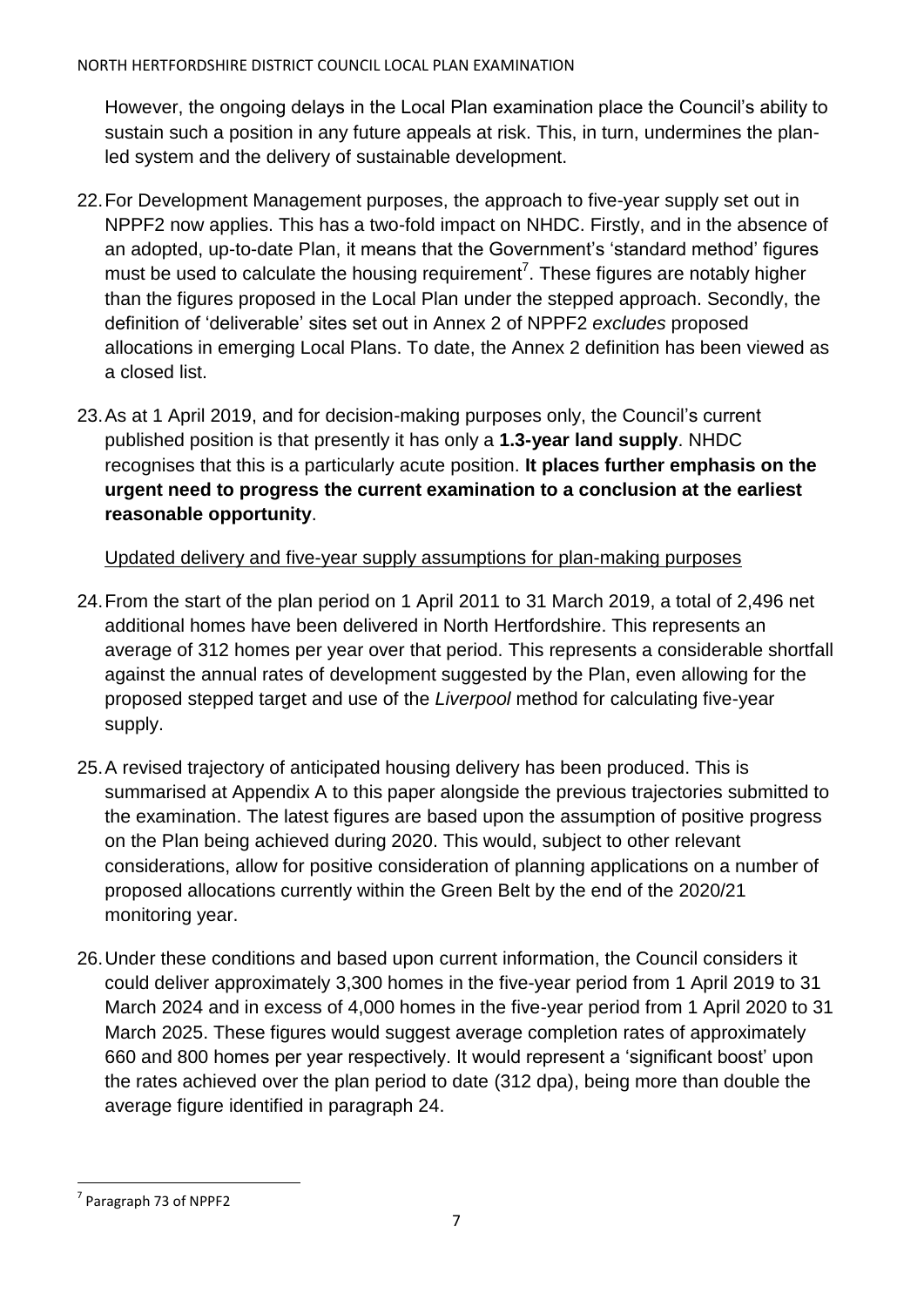However, the ongoing delays in the Local Plan examination place the Council's ability to sustain such a position in any future appeals at risk. This, in turn, undermines the plan-led system and the delivery of sustainable development.

22. For Development Management purposes, the approach to five-year supply set out in NPPF2 now applies. This has a two-fold impact on NHDC. Firstly, and in the absence of an adopted, up-to-date Plan, it means that the Government's 'standard method' figures must be used to calculate the housing requirement[7]. These figures are notably higher than the figures proposed in the Local Plan under the stepped approach. Secondly, the definition of 'deliverable' sites set out in Annex 2 of NPPF2 *excludes* proposed allocations in emerging Local Plans. To date, the Annex 2 definition has been viewed as a closed list.

23. As at 1 April 2019, and for decision-making purposes only, the Council's current published position is that presently it has only a **1.3-year land supply**. NHDC recognises that this is a particularly acute position. **It places further emphasis on the urgent need to progress the current examination to a conclusion at the earliest reasonable opportunity**.

<u>Updated delivery and five-year supply assumptions for plan-making purposes</u>

24. From the start of the plan period on 1 April 2011 to 31 March 2019, a total of 2,496 net additional homes have been delivered in North Hertfordshire. This represents an average of 312 homes per year over that period. This represents a considerable shortfall against the annual rates of development suggested by the Plan, even allowing for the proposed stepped target and use of the *Liverpool* method for calculating five-year supply.

25. A revised trajectory of anticipated housing delivery has been produced. This is summarised at Appendix A to this paper alongside the previous trajectories submitted to the examination. The latest figures are based upon the assumption of positive progress on the Plan being achieved during 2020. This would, subject to other relevant considerations, allow for positive consideration of planning applications on a number of proposed allocations currently within the Green Belt by the end of the 2020/21 monitoring year.

26. Under these conditions and based upon current information, the Council considers it could deliver approximately 3,300 homes in the five-year period from 1 April 2019 to 31 March 2024 and in excess of 4,000 homes in the five-year period from 1 April 2020 to 31 March 2025. These figures would suggest average completion rates of approximately 660 and 800 homes per year respectively. It would represent a 'significant boost' upon the rates achieved over the plan period to date (312 dpa), being more than double the average figure identified in paragraph 24.

[7] Paragraph 73 of NPPF2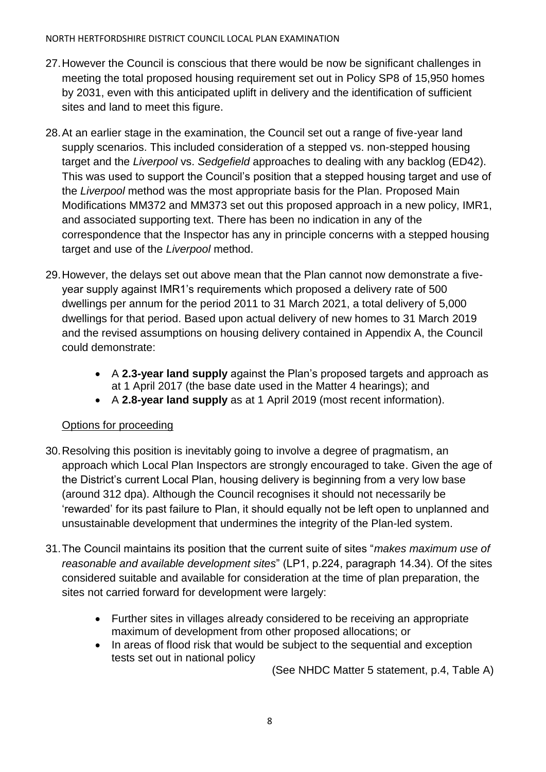27. However the Council is conscious that there would be now be significant challenges in meeting the total proposed housing requirement set out in Policy SP8 of 15,950 homes by 2031, even with this anticipated uplift in delivery and the identification of sufficient sites and land to meet this figure.

28. At an earlier stage in the examination, the Council set out a range of five-year land supply scenarios. This included consideration of a stepped vs. non-stepped housing target and the *Liverpool* vs. *Sedgefield* approaches to dealing with any backlog (ED42). This was used to support the Council's position that a stepped housing target and use of the *Liverpool* method was the most appropriate basis for the Plan. Proposed Main Modifications MM372 and MM373 set out this proposed approach in a new policy, IMR1, and associated supporting text. There has been no indication in any of the correspondence that the Inspector has any in principle concerns with a stepped housing target and use of the *Liverpool* method.

29. However, the delays set out above mean that the Plan cannot now demonstrate a five-year supply against IMR1's requirements which proposed a delivery rate of 500 dwellings per annum for the period 2011 to 31 March 2021, a total delivery of 5,000 dwellings for that period. Based upon actual delivery of new homes to 31 March 2019 and the revised assumptions on housing delivery contained in Appendix A, the Council could demonstrate:

    - A **2.3-year land supply** against the Plan's proposed targets and approach as at 1 April 2017 (the base date used in the Matter 4 hearings); and
    - A **2.8-year land supply** as at 1 April 2019 (most recent information).

Options for proceeding

30. Resolving this position is inevitably going to involve a degree of pragmatism, an approach which Local Plan Inspectors are strongly encouraged to take. Given the age of the District's current Local Plan, housing delivery is beginning from a very low base (around 312 dpa). Although the Council recognises it should not necessarily be 'rewarded' for its past failure to Plan, it should equally not be left open to unplanned and unsustainable development that undermines the integrity of the Plan-led system.

31. The Council maintains its position that the current suite of sites "*makes maximum use of reasonable and available development sites*" (LP1, p.224, paragraph 14.34). Of the sites considered suitable and available for consideration at the time of plan preparation, the sites not carried forward for development were largely:

    - Further sites in villages already considered to be receiving an appropriate maximum of development from other proposed allocations; or
    - In areas of flood risk that would be subject to the sequential and exception tests set out in national policy

(See NHDC Matter 5 statement, p.4, Table A)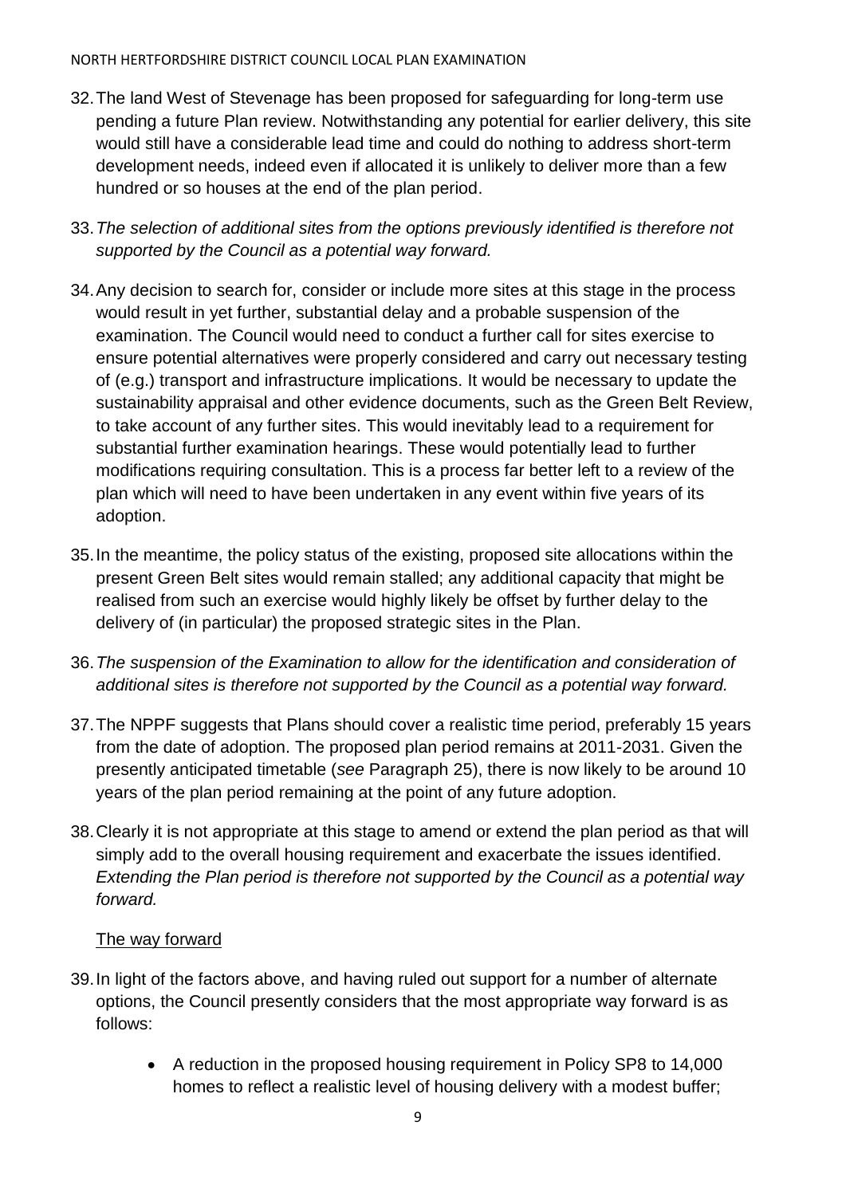32. The land West of Stevenage has been proposed for safeguarding for long-term use pending a future Plan review. Notwithstanding any potential for earlier delivery, this site would still have a considerable lead time and could do nothing to address short-term development needs, indeed even if allocated it is unlikely to deliver more than a few hundred or so houses at the end of the plan period.

33. *The selection of additional sites from the options previously identified is therefore not supported by the Council as a potential way forward.*

34. Any decision to search for, consider or include more sites at this stage in the process would result in yet further, substantial delay and a probable suspension of the examination. The Council would need to conduct a further call for sites exercise to ensure potential alternatives were properly considered and carry out necessary testing of (e.g.) transport and infrastructure implications. It would be necessary to update the sustainability appraisal and other evidence documents, such as the Green Belt Review, to take account of any further sites. This would inevitably lead to a requirement for substantial further examination hearings. These would potentially lead to further modifications requiring consultation. This is a process far better left to a review of the plan which will need to have been undertaken in any event within five years of its adoption.

35. In the meantime, the policy status of the existing, proposed site allocations within the present Green Belt sites would remain stalled; any additional capacity that might be realised from such an exercise would highly likely be offset by further delay to the delivery of (in particular) the proposed strategic sites in the Plan.

36. *The suspension of the Examination to allow for the identification and consideration of additional sites is therefore not supported by the Council as a potential way forward.*

37. The NPPF suggests that Plans should cover a realistic time period, preferably 15 years from the date of adoption. The proposed plan period remains at 2011-2031. Given the presently anticipated timetable (*see* Paragraph 25), there is now likely to be around 10 years of the plan period remaining at the point of any future adoption.

38. Clearly it is not appropriate at this stage to amend or extend the plan period as that will simply add to the overall housing requirement and exacerbate the issues identified. *Extending the Plan period is therefore not supported by the Council as a potential way forward.*

<u>The way forward</u>

39. In light of the factors above, and having ruled out support for a number of alternate options, the Council presently considers that the most appropriate way forward is as follows:

    - A reduction in the proposed housing requirement in Policy SP8 to 14,000 homes to reflect a realistic level of housing delivery with a modest buffer;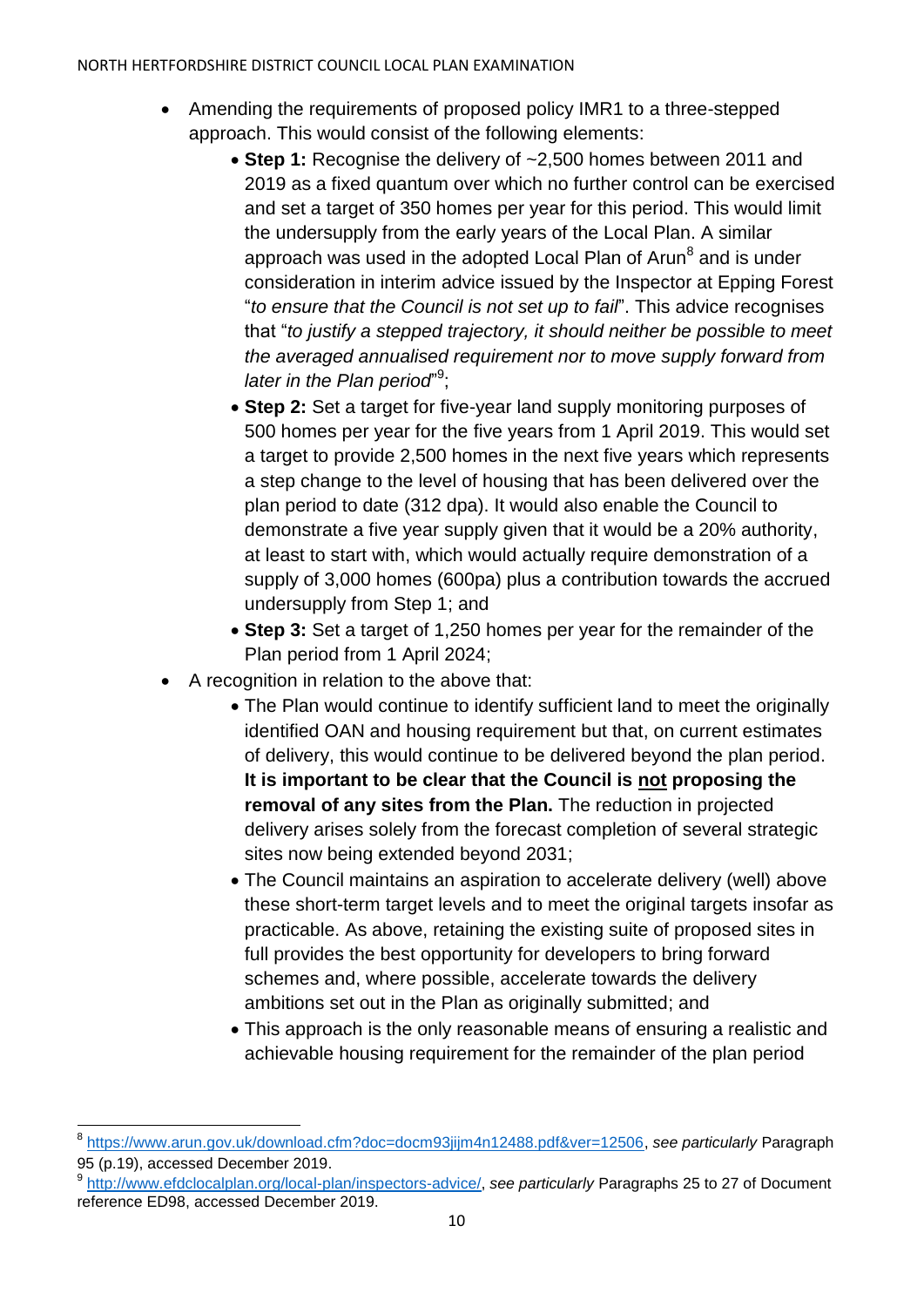- Amending the requirements of proposed policy IMR1 to a three-stepped approach. This would consist of the following elements:
    - **Step 1:** Recognise the delivery of ~2,500 homes between 2011 and 2019 as a fixed quantum over which no further control can be exercised and set a target of 350 homes per year for this period. This would limit the undersupply from the early years of the Local Plan. A similar approach was used in the adopted Local Plan of Arun[8] and is under consideration in interim advice issued by the Inspector at Epping Forest "*to ensure that the Council is not set up to fail*". This advice recognises that "*to justify a stepped trajectory, it should neither be possible to meet the averaged annualised requirement nor to move supply forward from later in the Plan period*"[9];
    - **Step 2:** Set a target for five-year land supply monitoring purposes of 500 homes per year for the five years from 1 April 2019. This would set a target to provide 2,500 homes in the next five years which represents a step change to the level of housing that has been delivered over the plan period to date (312 dpa). It would also enable the Council to demonstrate a five year supply given that it would be a 20% authority, at least to start with, which would actually require demonstration of a supply of 3,000 homes (600pa) plus a contribution towards the accrued undersupply from Step 1; and
    - **Step 3:** Set a target of 1,250 homes per year for the remainder of the Plan period from 1 April 2024;
- A recognition in relation to the above that:
    - The Plan would continue to identify sufficient land to meet the originally identified OAN and housing requirement but that, on current estimates of delivery, this would continue to be delivered beyond the plan period. **It is important to be clear that the Council is <u>not</u> proposing the removal of any sites from the Plan.** The reduction in projected delivery arises solely from the forecast completion of several strategic sites now being extended beyond 2031;
    - The Council maintains an aspiration to accelerate delivery (well) above these short-term target levels and to meet the original targets insofar as practicable. As above, retaining the existing suite of proposed sites in full provides the best opportunity for developers to bring forward schemes and, where possible, accelerate towards the delivery ambitions set out in the Plan as originally submitted; and
    - This approach is the only reasonable means of ensuring a realistic and achievable housing requirement for the remainder of the plan period

---

[8] https://www.arun.gov.uk/download.cfm?doc=docm93jijm4n12488.pdf&ver=12506, *see particularly* Paragraph 95 (p.19), accessed December 2019.

[9] http://www.efdclocalplan.org/local-plan/inspectors-advice/, *see particularly* Paragraphs 25 to 27 of Document reference ED98, accessed December 2019.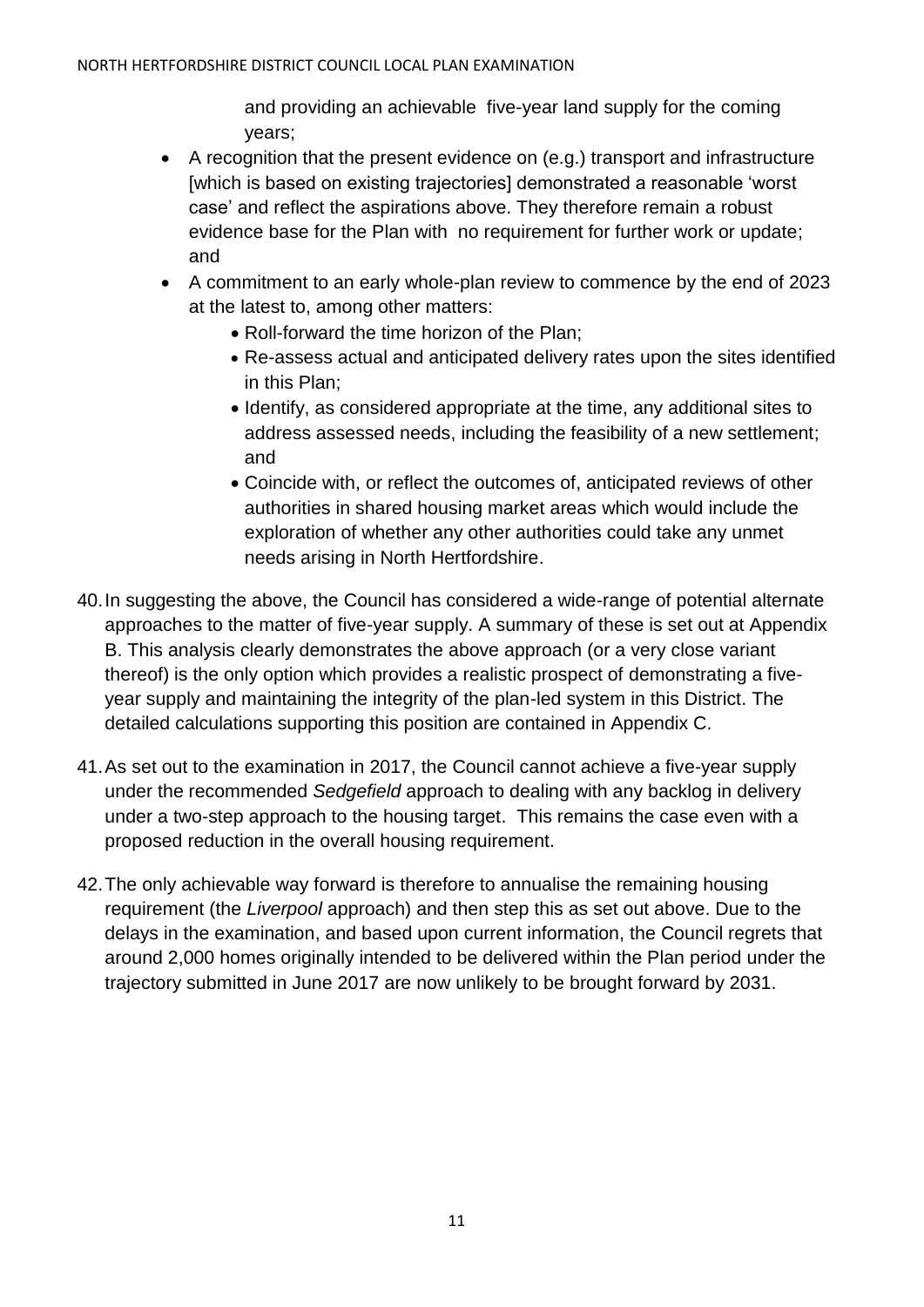and providing an achievable five-year land supply for the coming years;

- A recognition that the present evidence on (e.g.) transport and infrastructure [which is based on existing trajectories] demonstrated a reasonable 'worst case' and reflect the aspirations above. They therefore remain a robust evidence base for the Plan with no requirement for further work or update; and
- A commitment to an early whole-plan review to commence by the end of 2023 at the latest to, among other matters:
  - Roll-forward the time horizon of the Plan;
  - Re-assess actual and anticipated delivery rates upon the sites identified in this Plan;
  - Identify, as considered appropriate at the time, any additional sites to address assessed needs, including the feasibility of a new settlement; and
  - Coincide with, or reflect the outcomes of, anticipated reviews of other authorities in shared housing market areas which would include the exploration of whether any other authorities could take any unmet needs arising in North Hertfordshire.

40. In suggesting the above, the Council has considered a wide-range of potential alternate approaches to the matter of five-year supply. A summary of these is set out at Appendix B. This analysis clearly demonstrates the above approach (or a very close variant thereof) is the only option which provides a realistic prospect of demonstrating a five-year supply and maintaining the integrity of the plan-led system in this District. The detailed calculations supporting this position are contained in Appendix C.

41. As set out to the examination in 2017, the Council cannot achieve a five-year supply under the recommended *Sedgefield* approach to dealing with any backlog in delivery under a two-step approach to the housing target. This remains the case even with a proposed reduction in the overall housing requirement.

42. The only achievable way forward is therefore to annualise the remaining housing requirement (the *Liverpool* approach) and then step this as set out above. Due to the delays in the examination, and based upon current information, the Council regrets that around 2,000 homes originally intended to be delivered within the Plan period under the trajectory submitted in June 2017 are now unlikely to be brought forward by 2031.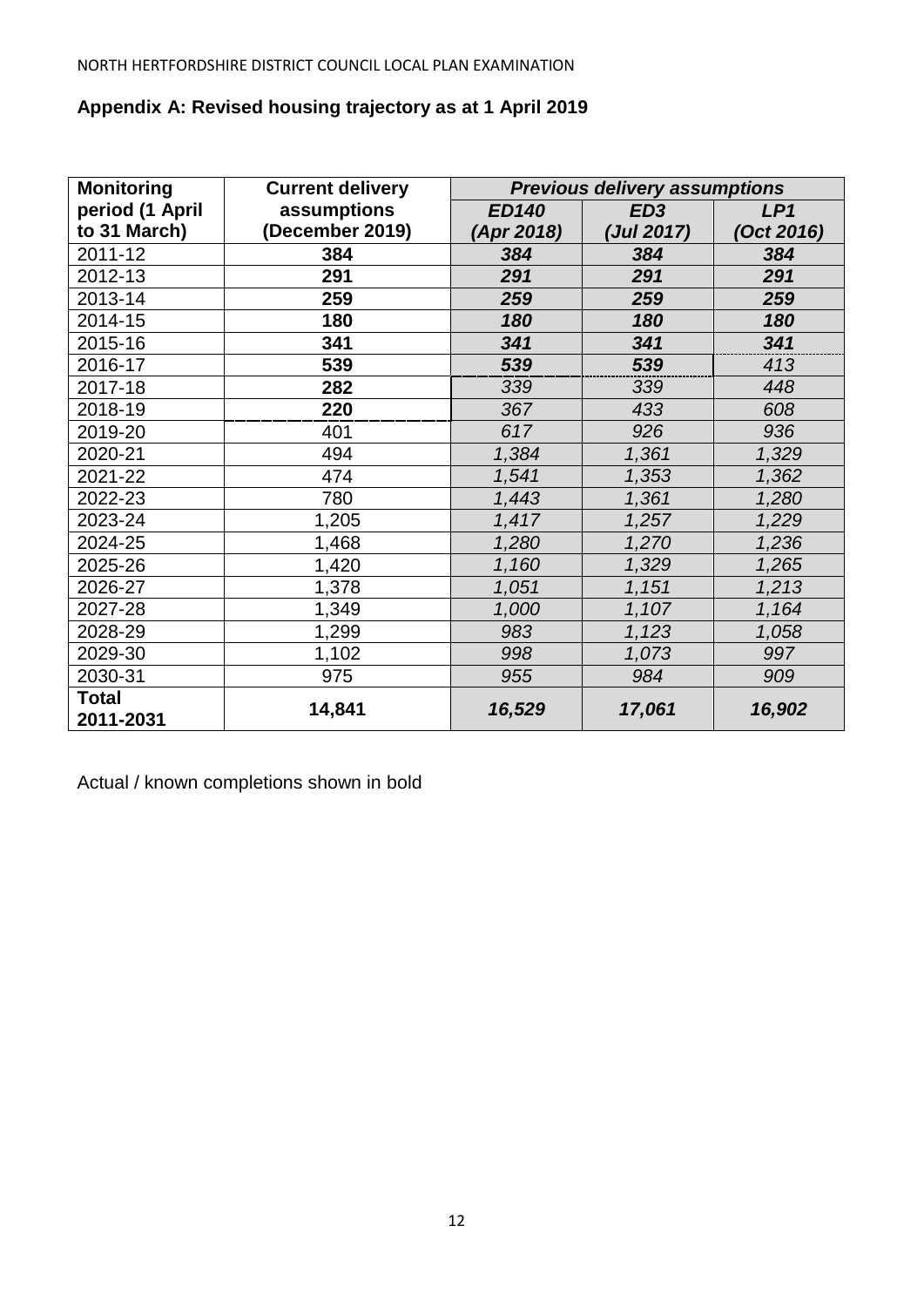## Appendix A: Revised housing trajectory as at 1 April 2019

| Monitoring period (1 April to 31 March) | Current delivery assumptions (December 2019) | *Previous delivery assumptions* | | |
|---|---|---|---|---|
| | | ***ED140 (Apr 2018)*** | ***ED3 (Jul 2017)*** | ***LP1 (Oct 2016)*** |
| 2011-12 | **384** | ***384*** | ***384*** | ***384*** |
| 2012-13 | **291** | ***291*** | ***291*** | ***291*** |
| 2013-14 | **259** | ***259*** | ***259*** | ***259*** |
| 2014-15 | **180** | ***180*** | ***180*** | ***180*** |
| 2015-16 | **341** | ***341*** | ***341*** | ***341*** |
| 2016-17 | **539** | ***539*** | ***539*** | *413* |
| 2017-18 | **282** | *339* | *339* | *448* |
| 2018-19 | **220** | *367* | *433* | *608* |
| 2019-20 | 401 | *617* | *926* | *936* |
| 2020-21 | 494 | *1,384* | *1,361* | *1,329* |
| 2021-22 | 474 | *1,541* | *1,353* | *1,362* |
| 2022-23 | 780 | *1,443* | *1,361* | *1,280* |
| 2023-24 | 1,205 | *1,417* | *1,257* | *1,229* |
| 2024-25 | 1,468 | *1,280* | *1,270* | *1,236* |
| 2025-26 | 1,420 | *1,160* | *1,329* | *1,265* |
| 2026-27 | 1,378 | *1,051* | *1,151* | *1,213* |
| 2027-28 | 1,349 | *1,000* | *1,107* | *1,164* |
| 2028-29 | 1,299 | *983* | *1,123* | *1,058* |
| 2029-30 | 1,102 | *998* | *1,073* | *997* |
| 2030-31 | 975 | *955* | *984* | *909* |
| **Total 2011-2031** | **14,841** | ***16,529*** | ***17,061*** | ***16,902*** |

Actual / known completions shown in bold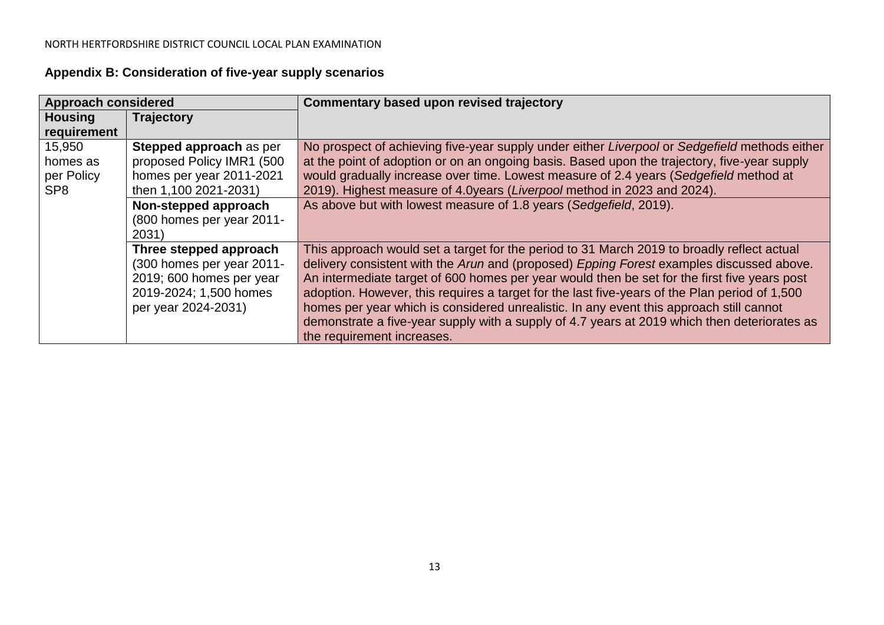**Appendix B: Consideration of five-year supply scenarios**

| Approach considered | | Commentary based upon revised trajectory |
|---|---|---|
| **Housing requirement** | **Trajectory** | |
| 15,950 homes as per Policy SP8 | **Stepped approach** as per proposed Policy IMR1 (500 homes per year 2011-2021 then 1,100 2021-2031) | No prospect of achieving five-year supply under either *Liverpool* or *Sedgefield* methods either at the point of adoption or on an ongoing basis. Based upon the trajectory, five-year supply would gradually increase over time. Lowest measure of 2.4 years (*Sedgefield* method at 2019). Highest measure of 4.0years (*Liverpool* method in 2023 and 2024). |
| | **Non-stepped approach** (800 homes per year 2011-2031) | As above but with lowest measure of 1.8 years (*Sedgefield*, 2019). |
| | **Three stepped approach** (300 homes per year 2011-2019; 600 homes per year 2019-2024; 1,500 homes per year 2024-2031) | This approach would set a target for the period to 31 March 2019 to broadly reflect actual delivery consistent with the *Arun* and (proposed) *Epping Forest* examples discussed above. An intermediate target of 600 homes per year would then be set for the first five years post adoption. However, this requires a target for the last five-years of the Plan period of 1,500 homes per year which is considered unrealistic. In any event this approach still cannot demonstrate a five-year supply with a supply of 4.7 years at 2019 which then deteriorates as the requirement increases. |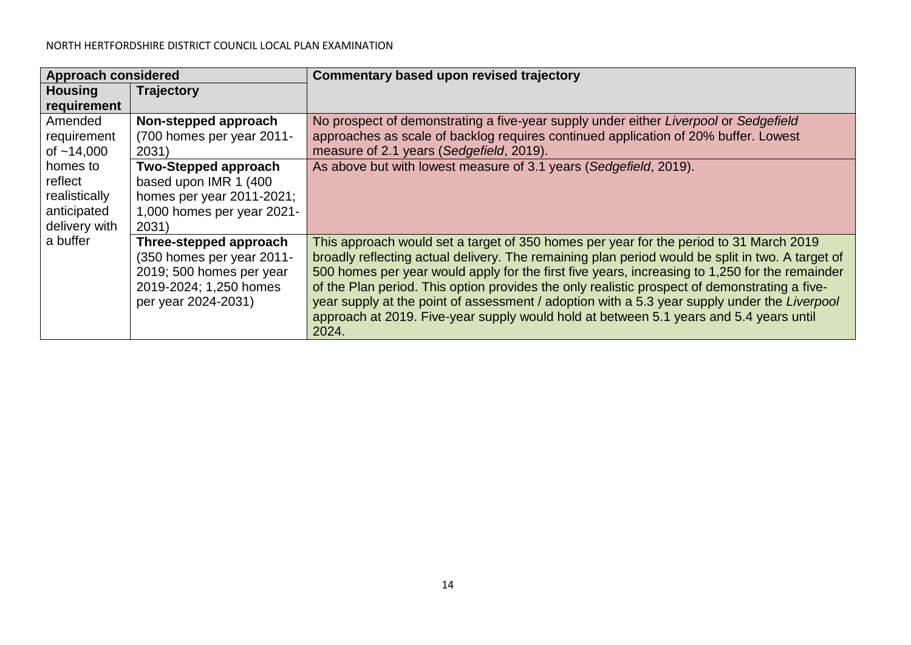| Approach considered | | Commentary based upon revised trajectory |
|---|---|---|
| **Housing requirement** | **Trajectory** | |
| Amended requirement of ~14,000 homes to reflect realistically anticipated delivery with a buffer | **Non-stepped approach** (700 homes per year 2011-2031) | No prospect of demonstrating a five-year supply under either *Liverpool* or *Sedgefield* approaches as scale of backlog requires continued application of 20% buffer. Lowest measure of 2.1 years (*Sedgefield*, 2019). |
| | **Two-Stepped approach** based upon IMR 1 (400 homes per year 2011-2021; 1,000 homes per year 2021-2031) | As above but with lowest measure of 3.1 years (*Sedgefield*, 2019). |
| | **Three-stepped approach** (350 homes per year 2011-2019; 500 homes per year 2019-2024; 1,250 homes per year 2024-2031) | This approach would set a target of 350 homes per year for the period to 31 March 2019 broadly reflecting actual delivery. The remaining plan period would be split in two. A target of 500 homes per year would apply for the first five years, increasing to 1,250 for the remainder of the Plan period. This option provides the only realistic prospect of demonstrating a five-year supply at the point of assessment / adoption with a 5.3 year supply under the *Liverpool* approach at 2019. Five-year supply would hold at between 5.1 years and 5.4 years until 2024. |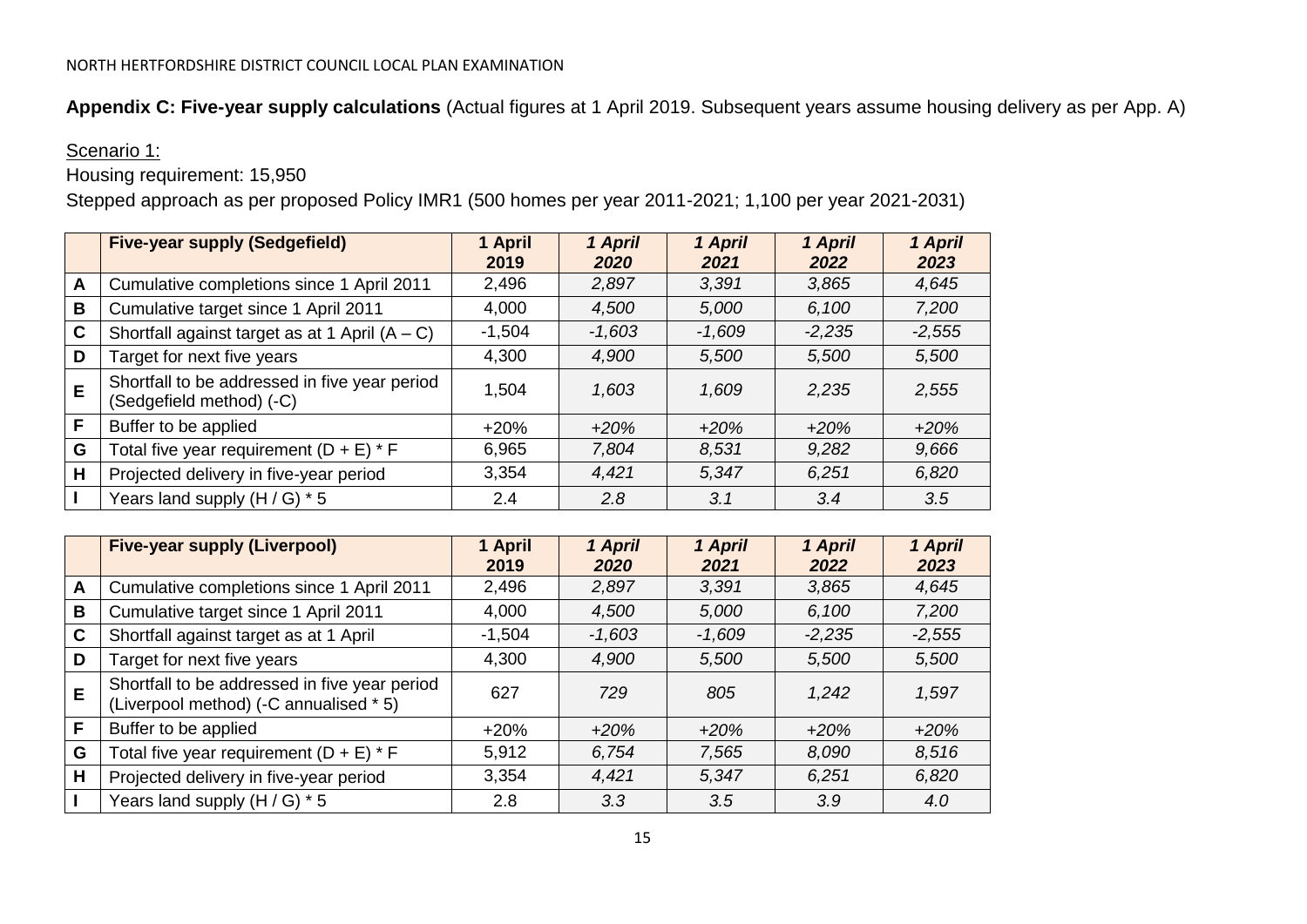**Appendix C: Five-year supply calculations** (Actual figures at 1 April 2019. Subsequent years assume housing delivery as per App. A)

Scenario 1:

Housing requirement: 15,950

Stepped approach as per proposed Policy IMR1 (500 homes per year 2011-2021; 1,100 per year 2021-2031)

| | **Five-year supply (Sedgefield)** | **1 April 2019** | ***1 April 2020*** | ***1 April 2021*** | ***1 April 2022*** | ***1 April 2023*** |
|---|---|---|---|---|---|---|
| **A** | Cumulative completions since 1 April 2011 | 2,496 | *2,897* | *3,391* | *3,865* | *4,645* |
| **B** | Cumulative target since 1 April 2011 | 4,000 | *4,500* | *5,000* | *6,100* | *7,200* |
| **C** | Shortfall against target as at 1 April (A – C) | -1,504 | *-1,603* | *-1,609* | *-2,235* | *-2,555* |
| **D** | Target for next five years | 4,300 | *4,900* | *5,500* | *5,500* | *5,500* |
| **E** | Shortfall to be addressed in five year period (Sedgefield method) (-C) | 1,504 | *1,603* | *1,609* | *2,235* | *2,555* |
| **F** | Buffer to be applied | +20% | *+20%* | *+20%* | *+20%* | *+20%* |
| **G** | Total five year requirement (D + E) * F | 6,965 | *7,804* | *8,531* | *9,282* | *9,666* |
| **H** | Projected delivery in five-year period | 3,354 | *4,421* | *5,347* | *6,251* | *6,820* |
| **I** | Years land supply (H / G) * 5 | 2.4 | *2.8* | *3.1* | *3.4* | *3.5* |

| | **Five-year supply (Liverpool)** | **1 April 2019** | ***1 April 2020*** | ***1 April 2021*** | ***1 April 2022*** | ***1 April 2023*** |
|---|---|---|---|---|---|---|
| **A** | Cumulative completions since 1 April 2011 | 2,496 | *2,897* | *3,391* | *3,865* | *4,645* |
| **B** | Cumulative target since 1 April 2011 | 4,000 | *4,500* | *5,000* | *6,100* | *7,200* |
| **C** | Shortfall against target as at 1 April | -1,504 | *-1,603* | *-1,609* | *-2,235* | *-2,555* |
| **D** | Target for next five years | 4,300 | *4,900* | *5,500* | *5,500* | *5,500* |
| **E** | Shortfall to be addressed in five year period (Liverpool method) (-C annualised * 5) | 627 | *729* | *805* | *1,242* | *1,597* |
| **F** | Buffer to be applied | +20% | *+20%* | *+20%* | *+20%* | *+20%* |
| **G** | Total five year requirement (D + E) * F | 5,912 | *6,754* | *7,565* | *8,090* | *8,516* |
| **H** | Projected delivery in five-year period | 3,354 | *4,421* | *5,347* | *6,251* | *6,820* |
| **I** | Years land supply (H / G) * 5 | 2.8 | *3.3* | *3.5* | *3.9* | *4.0* |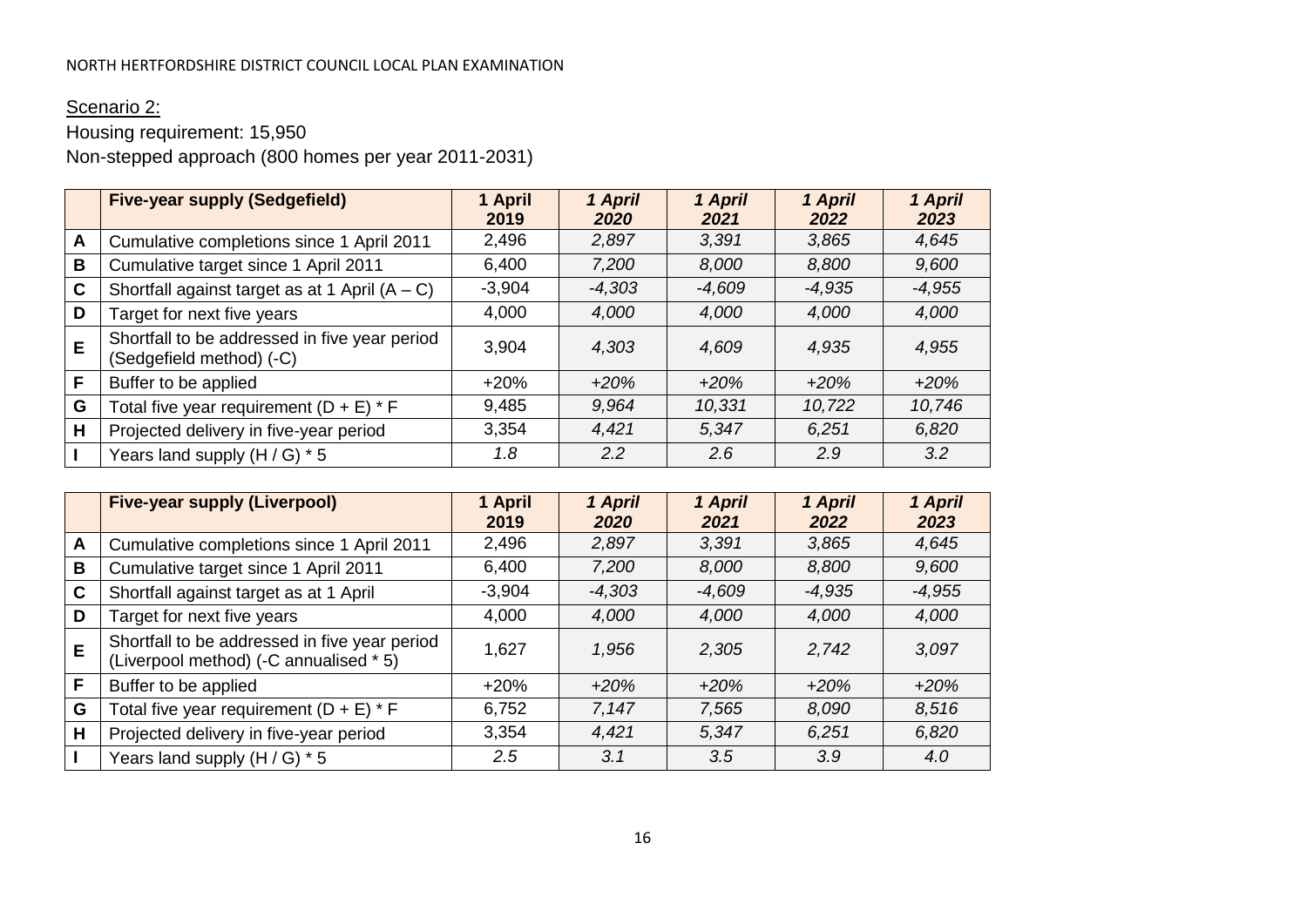Scenario 2:

Housing requirement: 15,950

Non-stepped approach (800 homes per year 2011-2031)

| | Five-year supply (Sedgefield) | 1 April 2019 | *1 April 2020* | *1 April 2021* | *1 April 2022* | *1 April 2023* |
|---|---|---|---|---|---|---|
| A | Cumulative completions since 1 April 2011 | 2,496 | *2,897* | *3,391* | *3,865* | *4,645* |
| B | Cumulative target since 1 April 2011 | 6,400 | *7,200* | *8,000* | *8,800* | *9,600* |
| C | Shortfall against target as at 1 April (A – C) | -3,904 | *-4,303* | *-4,609* | *-4,935* | *-4,955* |
| D | Target for next five years | 4,000 | *4,000* | *4,000* | *4,000* | *4,000* |
| E | Shortfall to be addressed in five year period (Sedgefield method) (-C) | 3,904 | *4,303* | *4,609* | *4,935* | *4,955* |
| F | Buffer to be applied | +20% | *+20%* | *+20%* | *+20%* | *+20%* |
| G | Total five year requirement (D + E) * F | 9,485 | *9,964* | *10,331* | *10,722* | *10,746* |
| H | Projected delivery in five-year period | 3,354 | *4,421* | *5,347* | *6,251* | *6,820* |
| I | Years land supply (H / G) * 5 | *1.8* | *2.2* | *2.6* | *2.9* | *3.2* |

| | Five-year supply (Liverpool) | 1 April 2019 | *1 April 2020* | *1 April 2021* | *1 April 2022* | *1 April 2023* |
|---|---|---|---|---|---|---|
| A | Cumulative completions since 1 April 2011 | 2,496 | *2,897* | *3,391* | *3,865* | *4,645* |
| B | Cumulative target since 1 April 2011 | 6,400 | *7,200* | *8,000* | *8,800* | *9,600* |
| C | Shortfall against target as at 1 April | -3,904 | *-4,303* | *-4,609* | *-4,935* | *-4,955* |
| D | Target for next five years | 4,000 | *4,000* | *4,000* | *4,000* | *4,000* |
| E | Shortfall to be addressed in five year period (Liverpool method) (-C annualised * 5) | 1,627 | *1,956* | *2,305* | *2,742* | *3,097* |
| F | Buffer to be applied | +20% | *+20%* | *+20%* | *+20%* | *+20%* |
| G | Total five year requirement (D + E) * F | 6,752 | *7,147* | *7,565* | *8,090* | *8,516* |
| H | Projected delivery in five-year period | 3,354 | *4,421* | *5,347* | *6,251* | *6,820* |
| I | Years land supply (H / G) * 5 | *2.5* | *3.1* | *3.5* | *3.9* | *4.0* |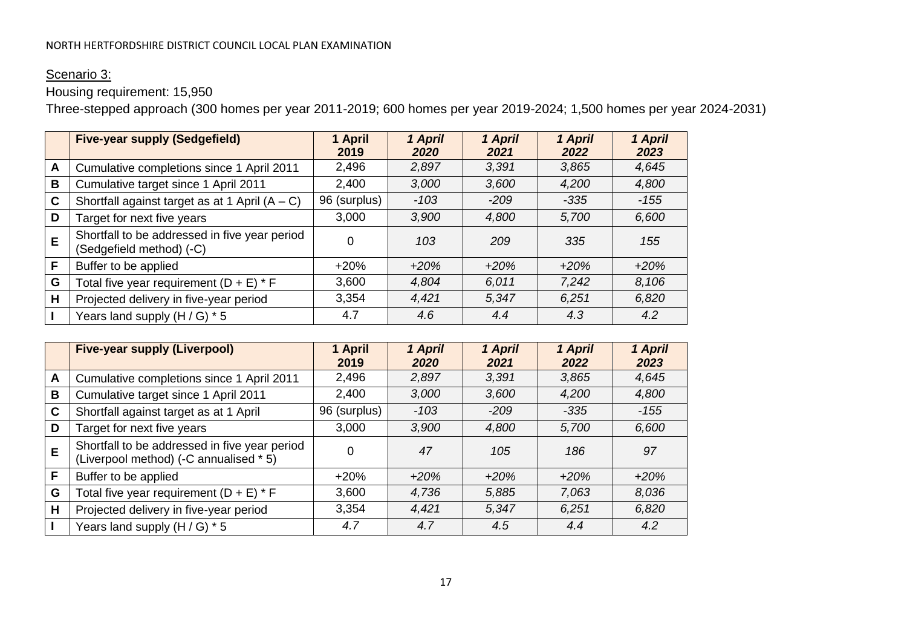Scenario 3:

Housing requirement: 15,950

Three-stepped approach (300 homes per year 2011-2019; 600 homes per year 2019-2024; 1,500 homes per year 2024-2031)

| | **Five-year supply (Sedgefield)** | **1 April 2019** | ***1 April 2020*** | ***1 April 2021*** | ***1 April 2022*** | ***1 April 2023*** |
|---|---|---|---|---|---|---|
| **A** | Cumulative completions since 1 April 2011 | 2,496 | *2,897* | *3,391* | *3,865* | *4,645* |
| **B** | Cumulative target since 1 April 2011 | 2,400 | *3,000* | *3,600* | *4,200* | *4,800* |
| **C** | Shortfall against target as at 1 April (A – C) | 96 (surplus) | *-103* | *-209* | *-335* | *-155* |
| **D** | Target for next five years | 3,000 | *3,900* | *4,800* | *5,700* | *6,600* |
| **E** | Shortfall to be addressed in five year period (Sedgefield method) (-C) | 0 | *103* | *209* | *335* | *155* |
| **F** | Buffer to be applied | +20% | *+20%* | *+20%* | *+20%* | *+20%* |
| **G** | Total five year requirement (D + E) * F | 3,600 | *4,804* | *6,011* | *7,242* | *8,106* |
| **H** | Projected delivery in five-year period | 3,354 | *4,421* | *5,347* | *6,251* | *6,820* |
| **I** | Years land supply (H / G) * 5 | 4.7 | *4.6* | *4.4* | *4.3* | *4.2* |

| | **Five-year supply (Liverpool)** | **1 April 2019** | ***1 April 2020*** | ***1 April 2021*** | ***1 April 2022*** | ***1 April 2023*** |
|---|---|---|---|---|---|---|
| **A** | Cumulative completions since 1 April 2011 | 2,496 | *2,897* | *3,391* | *3,865* | *4,645* |
| **B** | Cumulative target since 1 April 2011 | 2,400 | *3,000* | *3,600* | *4,200* | *4,800* |
| **C** | Shortfall against target as at 1 April | 96 (surplus) | *-103* | *-209* | *-335* | *-155* |
| **D** | Target for next five years | 3,000 | *3,900* | *4,800* | *5,700* | *6,600* |
| **E** | Shortfall to be addressed in five year period (Liverpool method) (-C annualised * 5) | 0 | *47* | *105* | *186* | *97* |
| **F** | Buffer to be applied | +20% | *+20%* | *+20%* | *+20%* | *+20%* |
| **G** | Total five year requirement (D + E) * F | 3,600 | *4,736* | *5,885* | *7,063* | *8,036* |
| **H** | Projected delivery in five-year period | 3,354 | *4,421* | *5,347* | *6,251* | *6,820* |
| **I** | Years land supply (H / G) * 5 | *4.7* | *4.7* | *4.5* | *4.4* | *4.2* |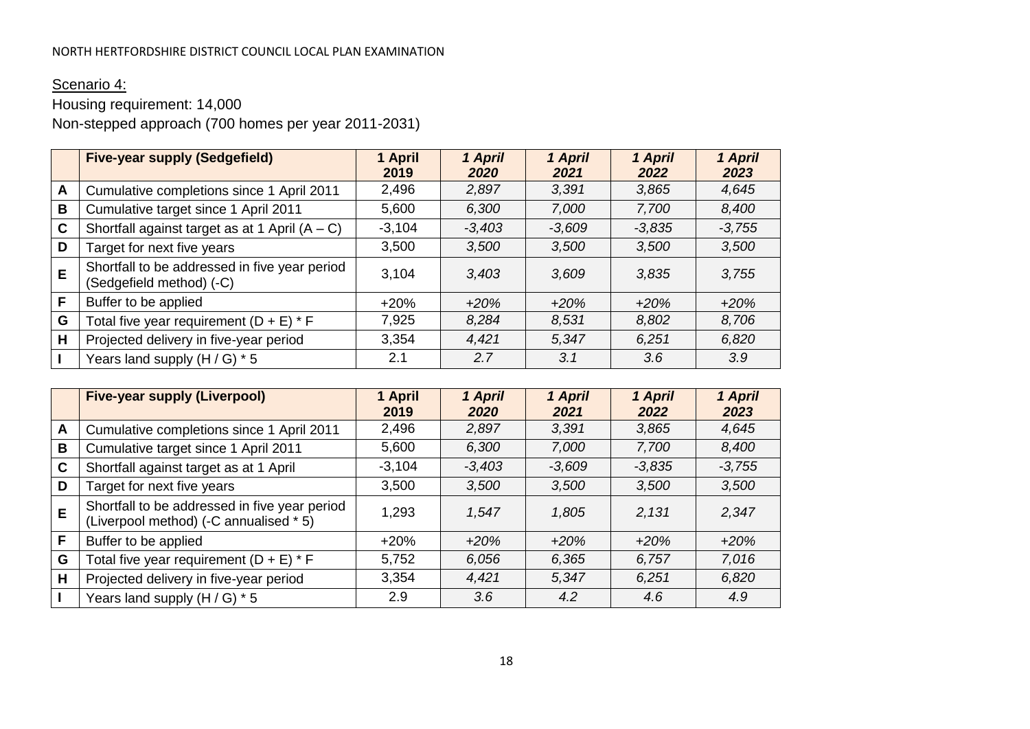Scenario 4:

Housing requirement: 14,000

Non-stepped approach (700 homes per year 2011-2031)

| | **Five-year supply (Sedgefield)** | **1 April 2019** | ***1 April 2020*** | ***1 April 2021*** | ***1 April 2022*** | ***1 April 2023*** |
|---|---|---|---|---|---|---|
| **A** | Cumulative completions since 1 April 2011 | 2,496 | *2,897* | *3,391* | *3,865* | *4,645* |
| **B** | Cumulative target since 1 April 2011 | 5,600 | *6,300* | *7,000* | *7,700* | *8,400* |
| **C** | Shortfall against target as at 1 April (A – C) | -3,104 | *-3,403* | *-3,609* | *-3,835* | *-3,755* |
| **D** | Target for next five years | 3,500 | *3,500* | *3,500* | *3,500* | *3,500* |
| **E** | Shortfall to be addressed in five year period (Sedgefield method) (-C) | 3,104 | *3,403* | *3,609* | *3,835* | *3,755* |
| **F** | Buffer to be applied | +20% | *+20%* | *+20%* | *+20%* | *+20%* |
| **G** | Total five year requirement (D + E) * F | 7,925 | *8,284* | *8,531* | *8,802* | *8,706* |
| **H** | Projected delivery in five-year period | 3,354 | *4,421* | *5,347* | *6,251* | *6,820* |
| **I** | Years land supply (H / G) * 5 | 2.1 | *2.7* | *3.1* | *3.6* | *3.9* |

| | **Five-year supply (Liverpool)** | **1 April 2019** | ***1 April 2020*** | ***1 April 2021*** | ***1 April 2022*** | ***1 April 2023*** |
|---|---|---|---|---|---|---|
| **A** | Cumulative completions since 1 April 2011 | 2,496 | *2,897* | *3,391* | *3,865* | *4,645* |
| **B** | Cumulative target since 1 April 2011 | 5,600 | *6,300* | *7,000* | *7,700* | *8,400* |
| **C** | Shortfall against target as at 1 April | -3,104 | *-3,403* | *-3,609* | *-3,835* | *-3,755* |
| **D** | Target for next five years | 3,500 | *3,500* | *3,500* | *3,500* | *3,500* |
| **E** | Shortfall to be addressed in five year period (Liverpool method) (-C annualised * 5) | 1,293 | *1,547* | *1,805* | *2,131* | *2,347* |
| **F** | Buffer to be applied | +20% | *+20%* | *+20%* | *+20%* | *+20%* |
| **G** | Total five year requirement (D + E) * F | 5,752 | *6,056* | *6,365* | *6,757* | *7,016* |
| **H** | Projected delivery in five-year period | 3,354 | *4,421* | *5,347* | *6,251* | *6,820* |
| **I** | Years land supply (H / G) * 5 | 2.9 | *3.6* | *4.2* | *4.6* | *4.9* |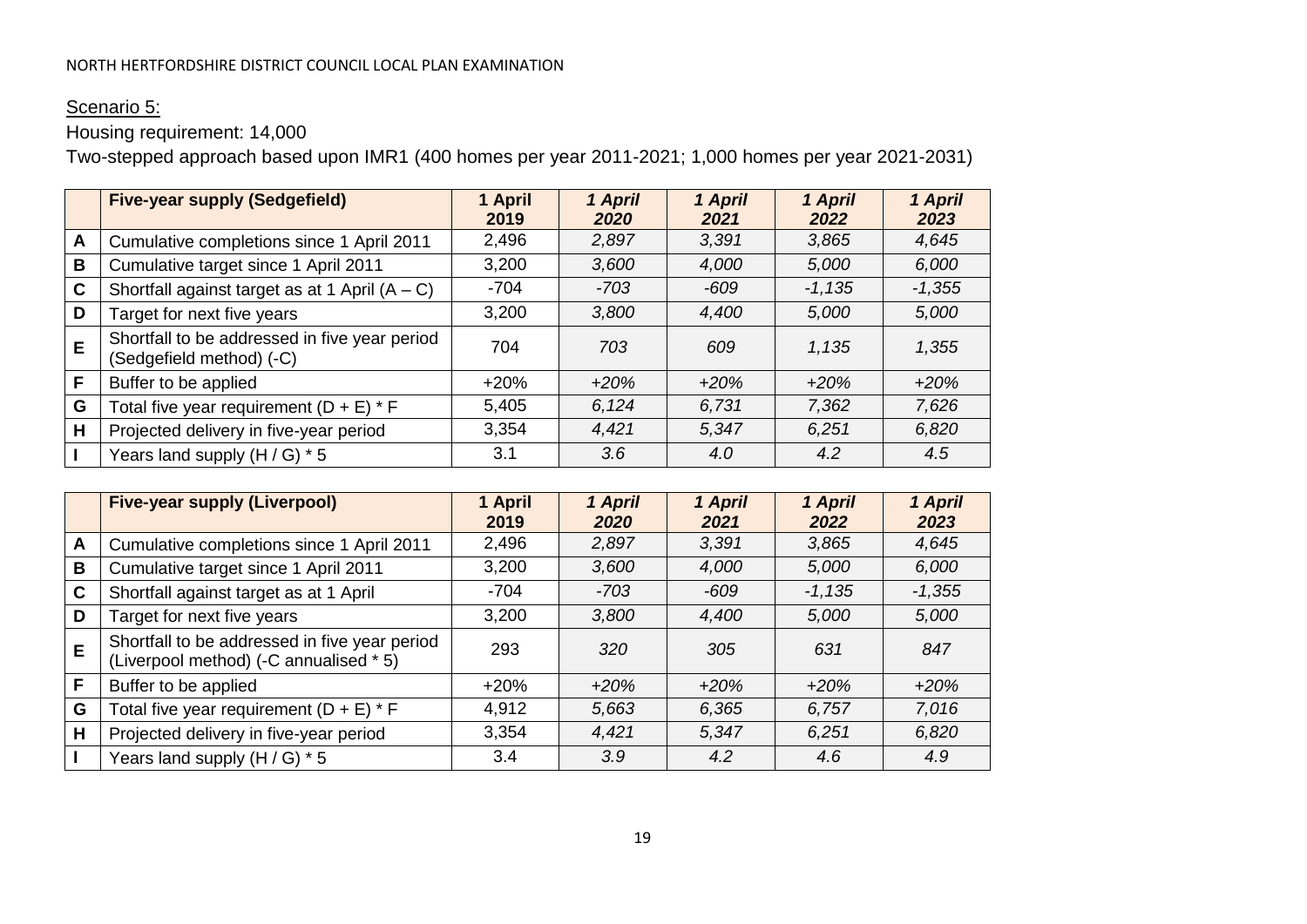Scenario 5:

Housing requirement: 14,000

Two-stepped approach based upon IMR1 (400 homes per year 2011-2021; 1,000 homes per year 2021-2031)

| | **Five-year supply (Sedgefield)** | **1 April 2019** | ***1 April 2020*** | ***1 April 2021*** | ***1 April 2022*** | ***1 April 2023*** |
|---|---|---|---|---|---|---|
| **A** | Cumulative completions since 1 April 2011 | 2,496 | *2,897* | *3,391* | *3,865* | *4,645* |
| **B** | Cumulative target since 1 April 2011 | 3,200 | *3,600* | *4,000* | *5,000* | *6,000* |
| **C** | Shortfall against target as at 1 April (A – C) | -704 | *-703* | *-609* | *-1,135* | *-1,355* |
| **D** | Target for next five years | 3,200 | *3,800* | *4,400* | *5,000* | *5,000* |
| **E** | Shortfall to be addressed in five year period (Sedgefield method) (-C) | 704 | *703* | *609* | *1,135* | *1,355* |
| **F** | Buffer to be applied | +20% | *+20%* | *+20%* | *+20%* | *+20%* |
| **G** | Total five year requirement (D + E) * F | 5,405 | *6,124* | *6,731* | *7,362* | *7,626* |
| **H** | Projected delivery in five-year period | 3,354 | *4,421* | *5,347* | *6,251* | *6,820* |
| **I** | Years land supply (H / G) * 5 | 3.1 | *3.6* | *4.0* | *4.2* | *4.5* |

| | **Five-year supply (Liverpool)** | **1 April 2019** | ***1 April 2020*** | ***1 April 2021*** | ***1 April 2022*** | ***1 April 2023*** |
|---|---|---|---|---|---|---|
| **A** | Cumulative completions since 1 April 2011 | 2,496 | *2,897* | *3,391* | *3,865* | *4,645* |
| **B** | Cumulative target since 1 April 2011 | 3,200 | *3,600* | *4,000* | *5,000* | *6,000* |
| **C** | Shortfall against target as at 1 April | -704 | *-703* | *-609* | *-1,135* | *-1,355* |
| **D** | Target for next five years | 3,200 | *3,800* | *4,400* | *5,000* | *5,000* |
| **E** | Shortfall to be addressed in five year period (Liverpool method) (-C annualised * 5) | 293 | *320* | *305* | *631* | *847* |
| **F** | Buffer to be applied | +20% | *+20%* | *+20%* | *+20%* | *+20%* |
| **G** | Total five year requirement (D + E) * F | 4,912 | *5,663* | *6,365* | *6,757* | *7,016* |
| **H** | Projected delivery in five-year period | 3,354 | *4,421* | *5,347* | *6,251* | *6,820* |
| **I** | Years land supply (H / G) * 5 | 3.4 | *3.9* | *4.2* | *4.6* | *4.9* |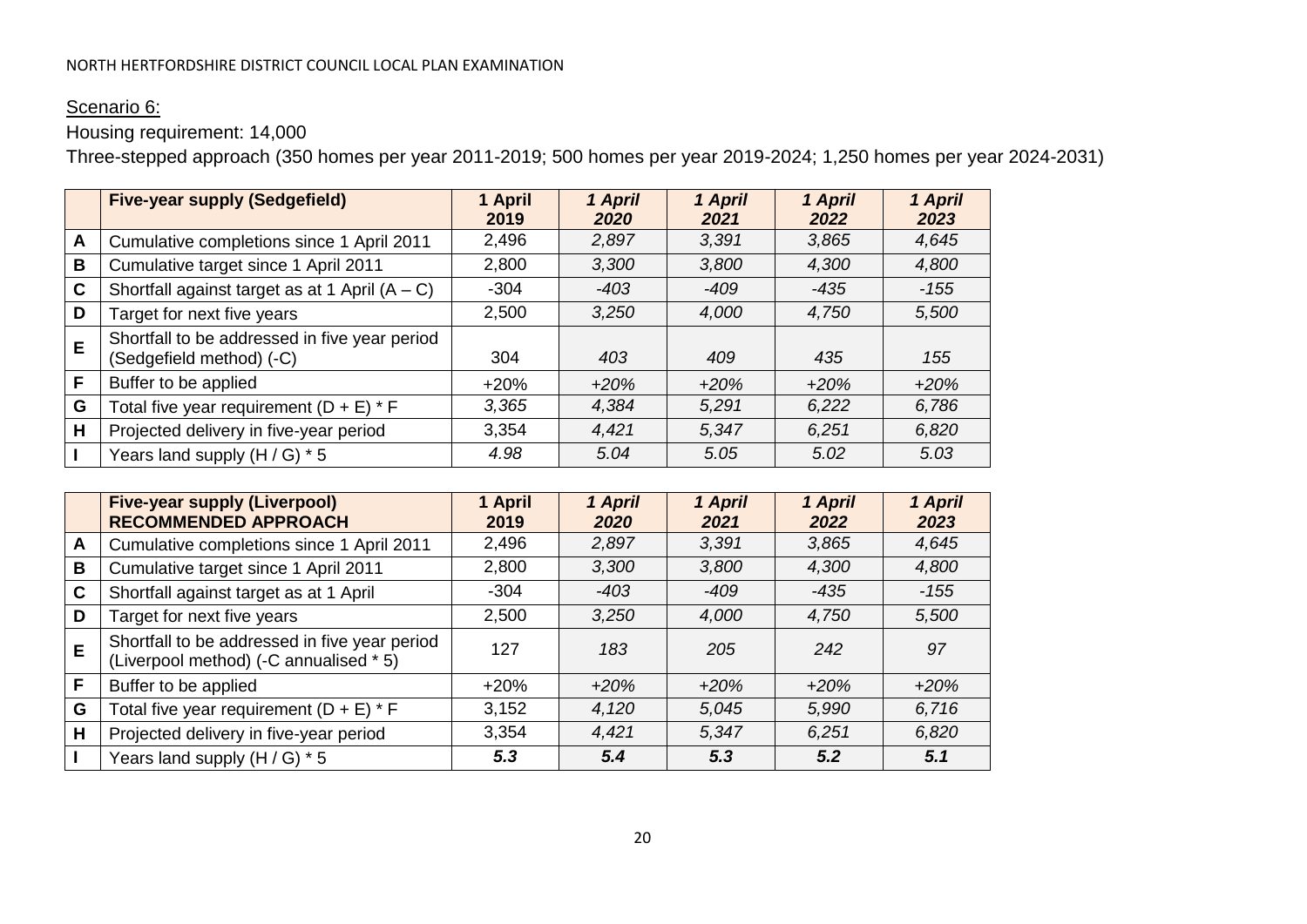Scenario 6:

Housing requirement: 14,000

Three-stepped approach (350 homes per year 2011-2019; 500 homes per year 2019-2024; 1,250 homes per year 2024-2031)

| | **Five-year supply (Sedgefield)** | **1 April 2019** | ***1 April 2020*** | ***1 April 2021*** | ***1 April 2022*** | ***1 April 2023*** |
|---|---|---|---|---|---|---|
| **A** | Cumulative completions since 1 April 2011 | 2,496 | *2,897* | *3,391* | *3,865* | *4,645* |
| **B** | Cumulative target since 1 April 2011 | 2,800 | *3,300* | *3,800* | *4,300* | *4,800* |
| **C** | Shortfall against target as at 1 April (A – C) | -304 | *-403* | *-409* | *-435* | *-155* |
| **D** | Target for next five years | 2,500 | *3,250* | *4,000* | *4,750* | *5,500* |
| **E** | Shortfall to be addressed in five year period (Sedgefield method) (-C) | 304 | *403* | *409* | *435* | *155* |
| **F** | Buffer to be applied | +20% | *+20%* | *+20%* | *+20%* | *+20%* |
| **G** | Total five year requirement (D + E) * F | *3,365* | *4,384* | *5,291* | *6,222* | *6,786* |
| **H** | Projected delivery in five-year period | 3,354 | *4,421* | *5,347* | *6,251* | *6,820* |
| **I** | Years land supply (H / G) * 5 | *4.98* | *5.04* | *5.05* | *5.02* | *5.03* |

| | **Five-year supply (Liverpool) RECOMMENDED APPROACH** | **1 April 2019** | ***1 April 2020*** | ***1 April 2021*** | ***1 April 2022*** | ***1 April 2023*** |
|---|---|---|---|---|---|---|
| **A** | Cumulative completions since 1 April 2011 | 2,496 | *2,897* | *3,391* | *3,865* | *4,645* |
| **B** | Cumulative target since 1 April 2011 | 2,800 | *3,300* | *3,800* | *4,300* | *4,800* |
| **C** | Shortfall against target as at 1 April | -304 | *-403* | *-409* | *-435* | *-155* |
| **D** | Target for next five years | 2,500 | *3,250* | *4,000* | *4,750* | *5,500* |
| **E** | Shortfall to be addressed in five year period (Liverpool method) (-C annualised * 5) | 127 | *183* | *205* | *242* | *97* |
| **F** | Buffer to be applied | +20% | *+20%* | *+20%* | *+20%* | *+20%* |
| **G** | Total five year requirement (D + E) * F | 3,152 | *4,120* | *5,045* | *5,990* | *6,716* |
| **H** | Projected delivery in five-year period | 3,354 | *4,421* | *5,347* | *6,251* | *6,820* |
| **I** | Years land supply (H / G) * 5 | ***5.3*** | ***5.4*** | ***5.3*** | ***5.2*** | ***5.1*** |